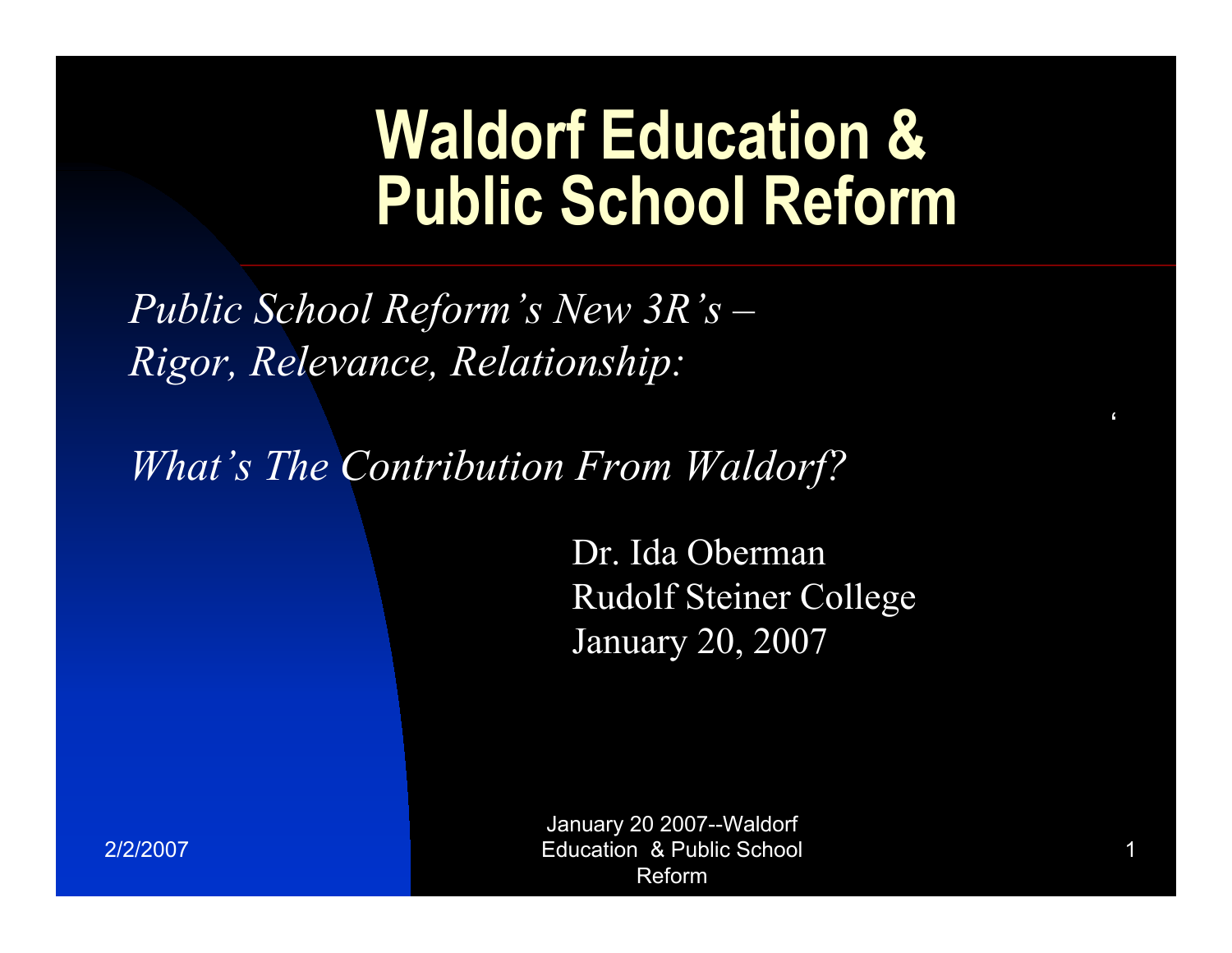# Waldorf Education & Public School Reform

*Public School Reform's New 3R's –*
*Rigor, Relevance, Relationship:*

*What's The Contribution From Waldorf?*

Dr. Ida Oberman
Rudolf Steiner College
January 20, 2007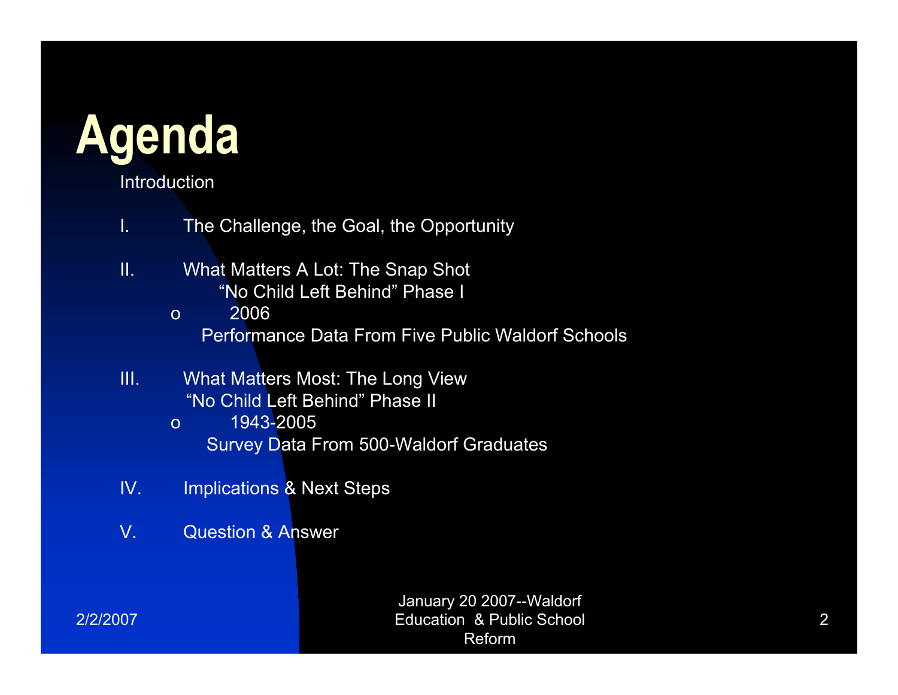# Agenda

Introduction

I. The Challenge, the Goal, the Opportunity

II. What Matters A Lot: The Snap Shot
   "No Child Left Behind" Phase I
   - 2006
     Performance Data From Five Public Waldorf Schools

III. What Matters Most: The Long View
   "No Child Left Behind" Phase II
   - 1943-2005
     Survey Data From 500-Waldorf Graduates

IV. Implications & Next Steps

V. Question & Answer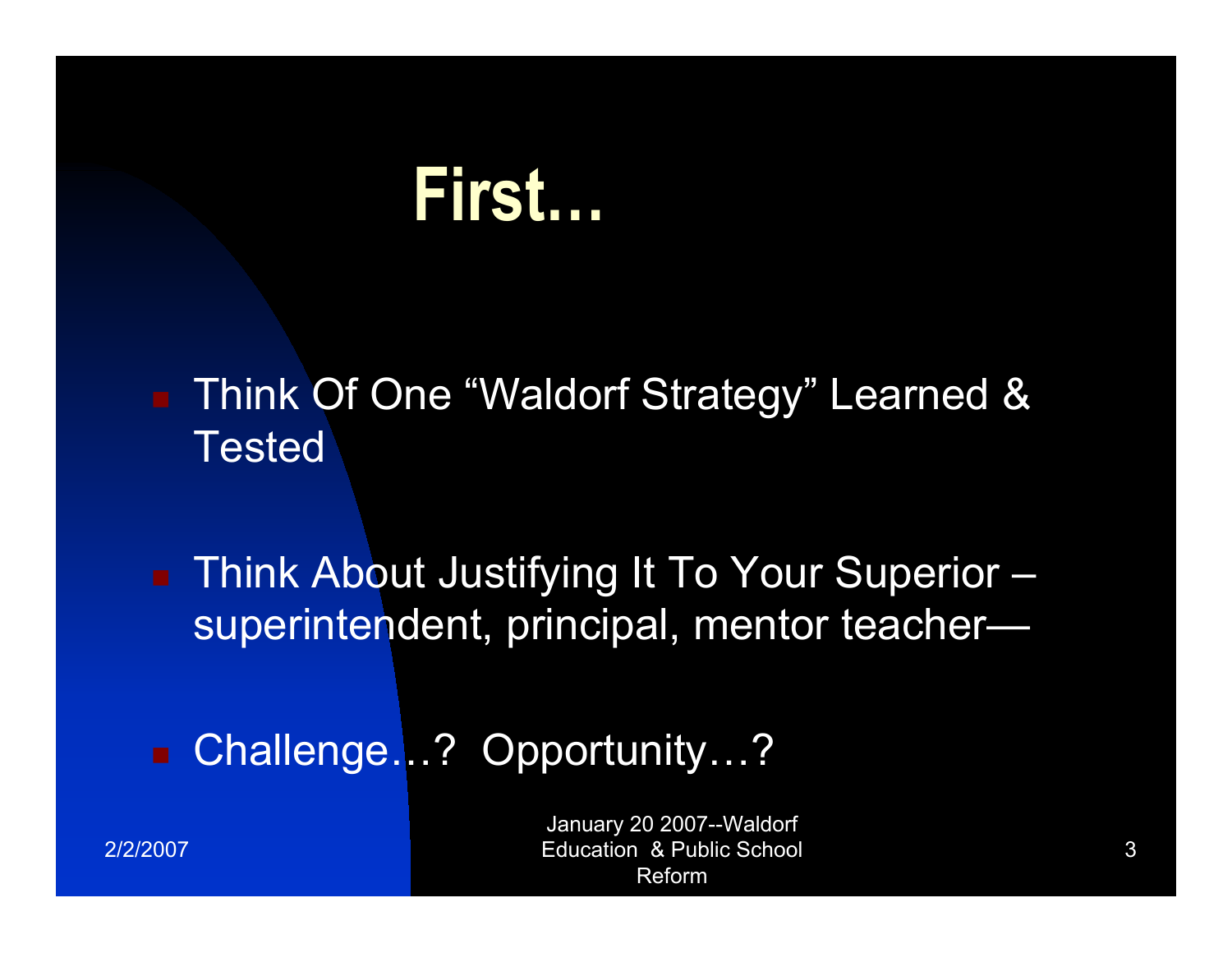# First…

- Think Of One “Waldorf Strategy” Learned & Tested
- Think About Justifying It To Your Superior – superintendent, principal, mentor teacher—
- Challenge…? Opportunity…?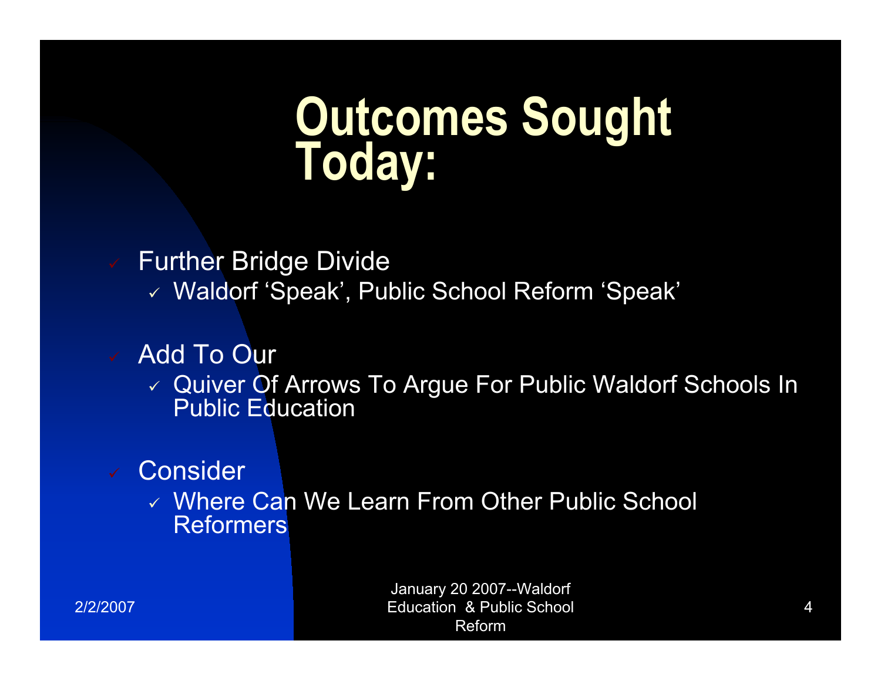# Outcomes Sought Today:

- Further Bridge Divide
  - Waldorf ‘Speak’, Public School Reform ‘Speak’
- Add To Our
  - Quiver Of Arrows To Argue For Public Waldorf Schools In Public Education
- Consider
  - Where Can We Learn From Other Public School Reformers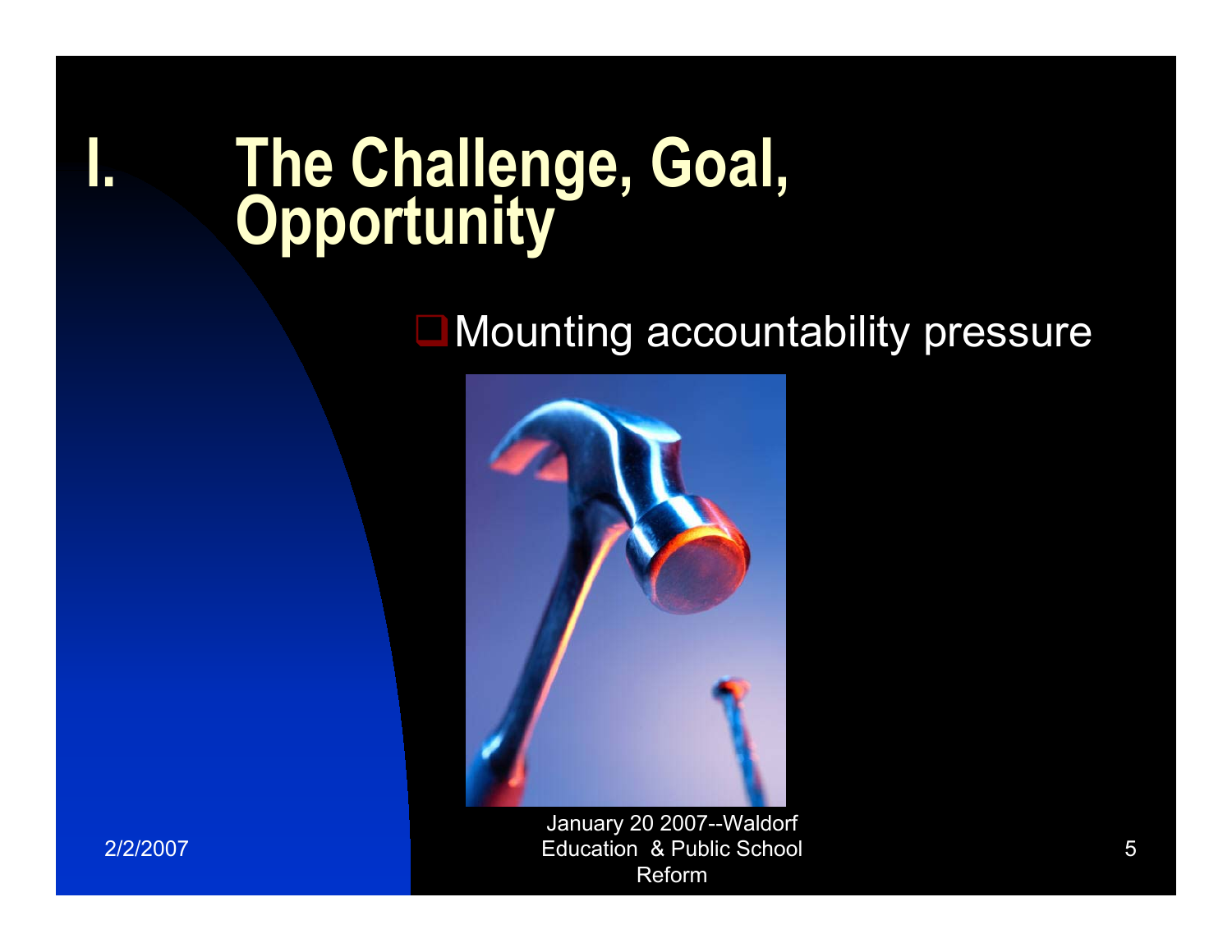# I. The Challenge, Goal, Opportunity

- Mounting accountability pressure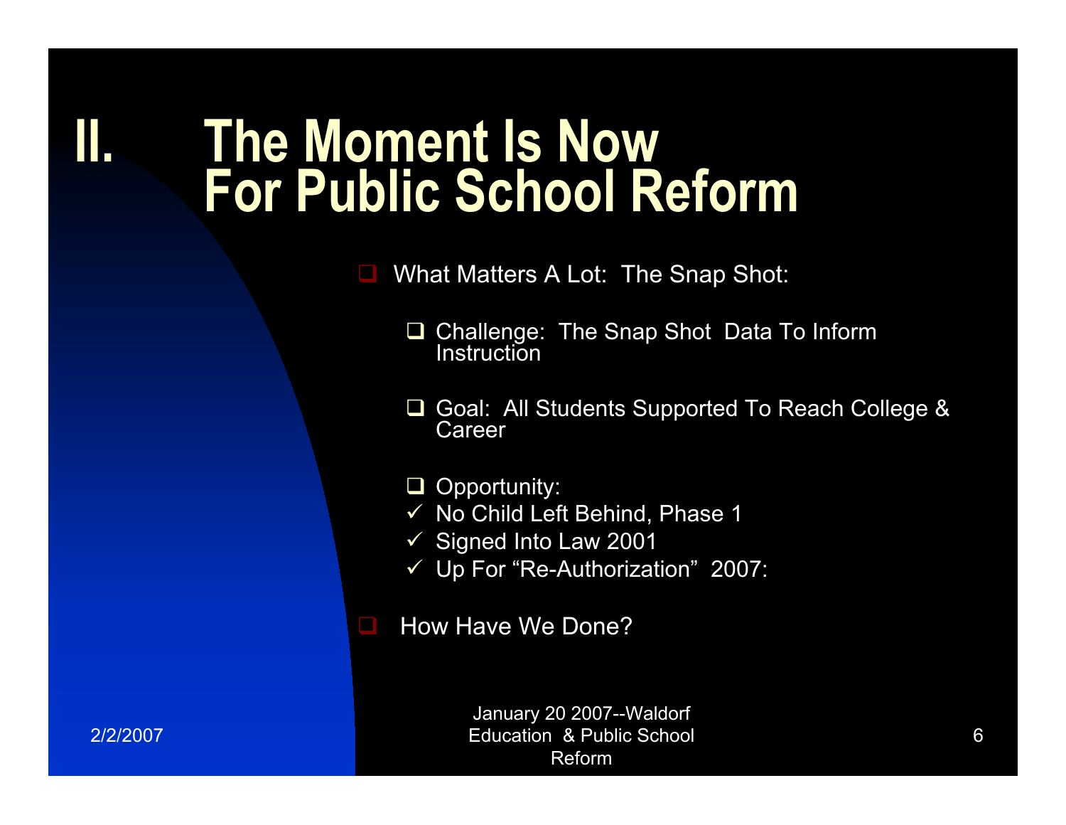# II. The Moment Is Now For Public School Reform

- What Matters A Lot: The Snap Shot:
  - Challenge: The Snap Shot Data To Inform Instruction
  - Goal: All Students Supported To Reach College & Career
  - Opportunity:
    - ✓ No Child Left Behind, Phase 1
    - ✓ Signed Into Law 2001
    - ✓ Up For “Re-Authorization” 2007:
- How Have We Done?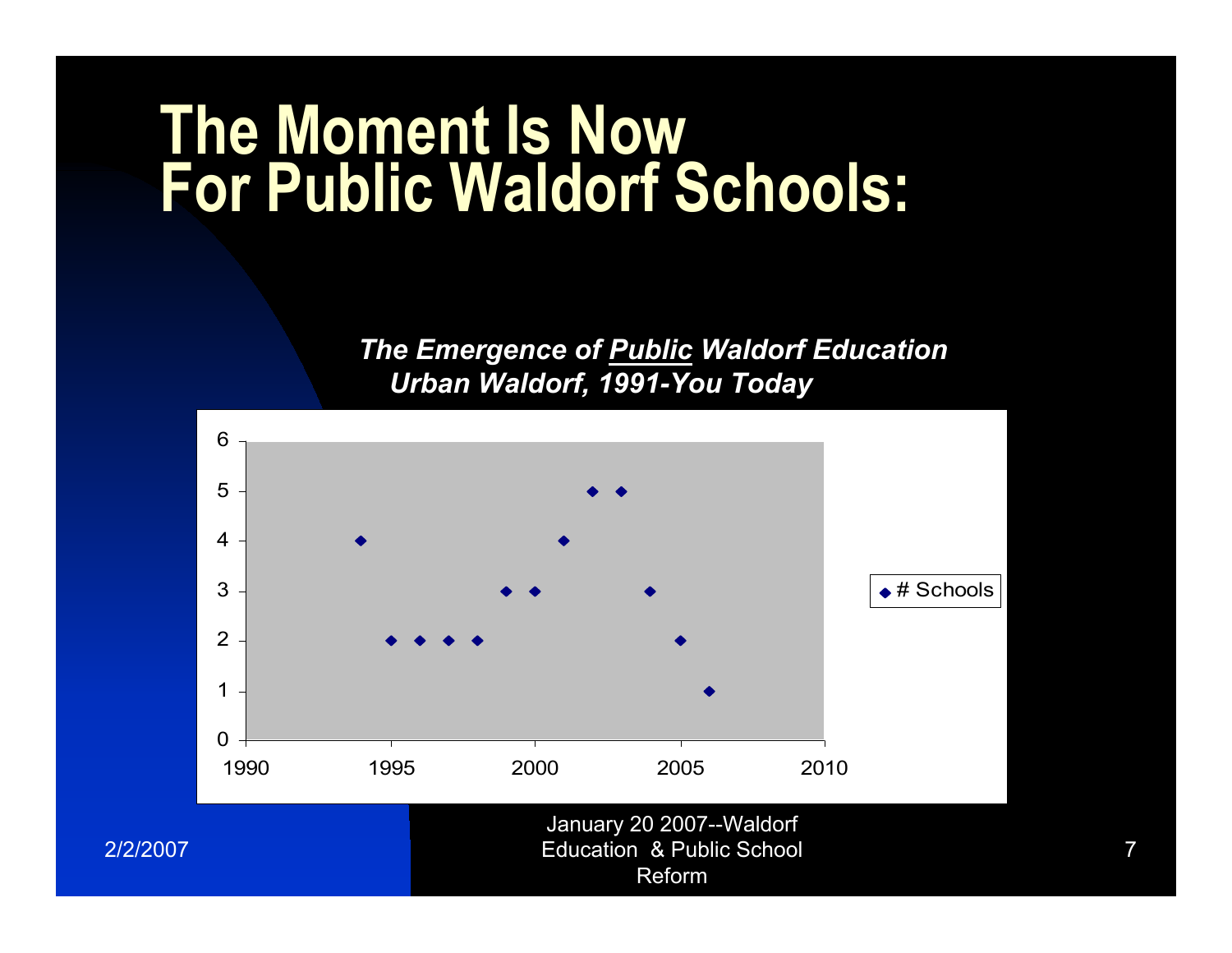# The Moment Is Now For Public Waldorf Schools:

***The Emergence of <u>Public</u> Waldorf Education***
***Urban Waldorf, 1991-You Today***

| Year | # Schools |
|---|---|
| 1994 | 4 |
| 1995 | 2 |
| 1996 | 2 |
| 1997 | 2 |
| 1998 | 2 |
| 1999 | 3 |
| 2000 | 3 |
| 2001 | 4 |
| 2002 | 5 |
| 2003 | 5 |
| 2004 | 3 |
| 2005 | 2 |
| 2006 | 1 |

January 20 2007--Waldorf Education & Public School Reform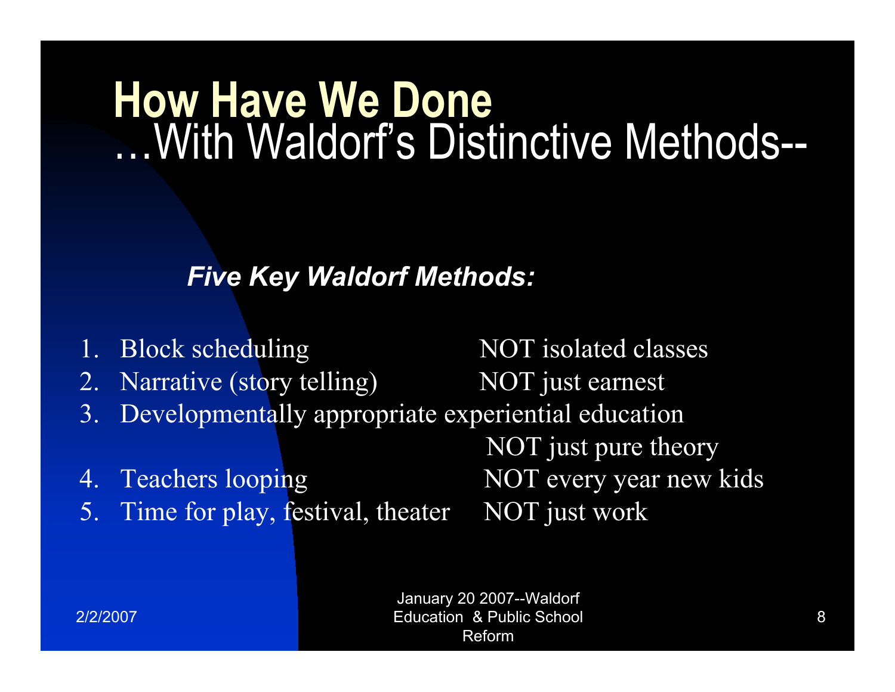# How Have We Done
## …With Waldorf's Distinctive Methods--

***Five Key Waldorf Methods:***

1. Block scheduling — NOT isolated classes
2. Narrative (story telling) — NOT just earnest
3. Developmentally appropriate experiential education — NOT just pure theory
4. Teachers looping — NOT every year new kids
5. Time for play, festival, theater — NOT just work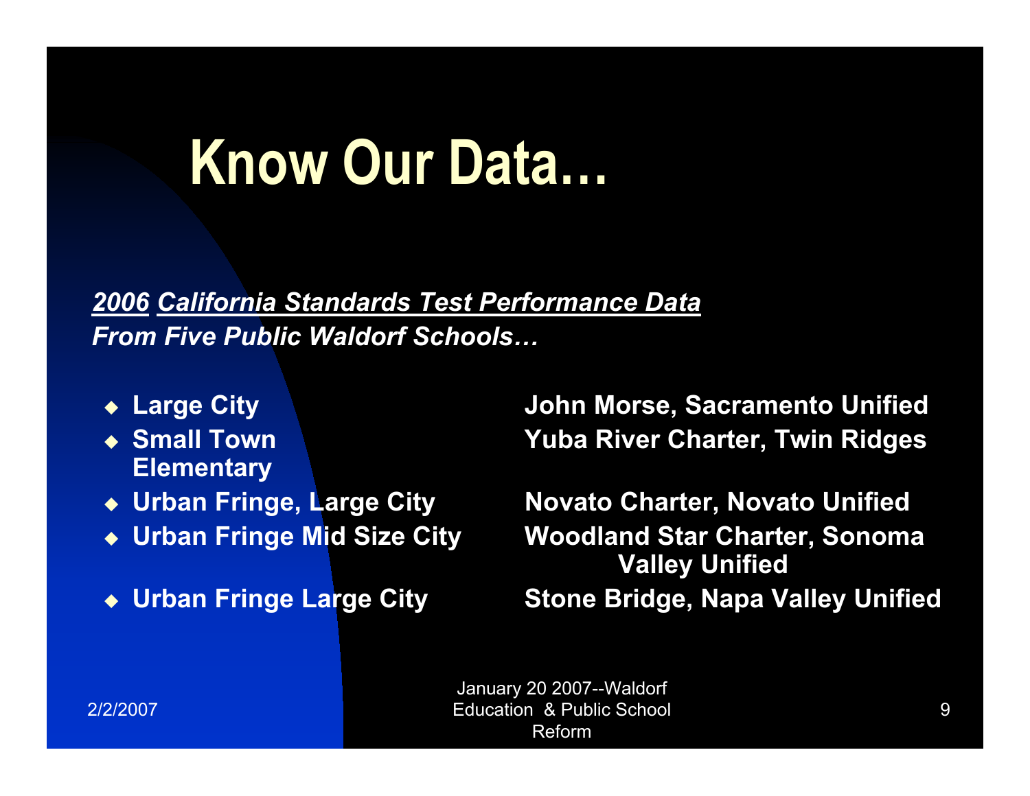# Know Our Data…

***2006 California Standards Test Performance Data***
***From Five Public Waldorf Schools…***

| | |
|---|---|
| **Large City** | **John Morse, Sacramento Unified** |
| **Small Town Elementary** | **Yuba River Charter, Twin Ridges** |
| **Urban Fringe, Large City** | **Novato Charter, Novato Unified** |
| **Urban Fringe Mid Size City** | **Woodland Star Charter, Sonoma Valley Unified** |
| **Urban Fringe Large City** | **Stone Bridge, Napa Valley Unified** |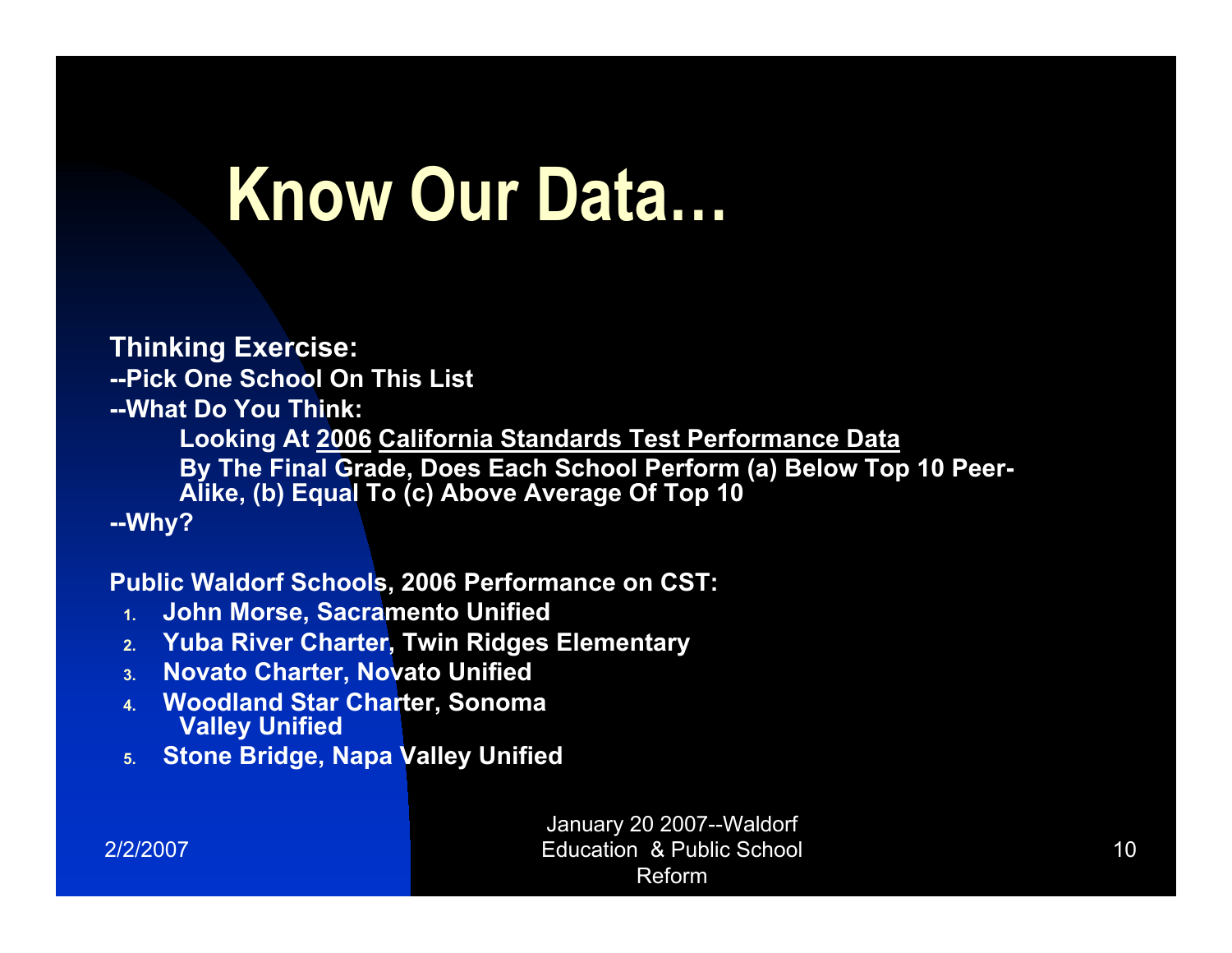# Know Our Data…

**Thinking Exercise:**

**--Pick One School On This List**

**--What Do You Think:**

> **Looking At <u>2006</u> <u>California Standards Test Performance Data</u>**
>
> **By The Final Grade, Does Each School Perform (a) Below Top 10 Peer-Alike, (b) Equal To (c) Above Average Of Top 10**

**--Why?**

**Public Waldorf Schools, 2006 Performance on CST:**

1. **John Morse, Sacramento Unified**
2. **Yuba River Charter, Twin Ridges Elementary**
3. **Novato Charter, Novato Unified**
4. **Woodland Star Charter, Sonoma Valley Unified**
5. **Stone Bridge, Napa Valley Unified**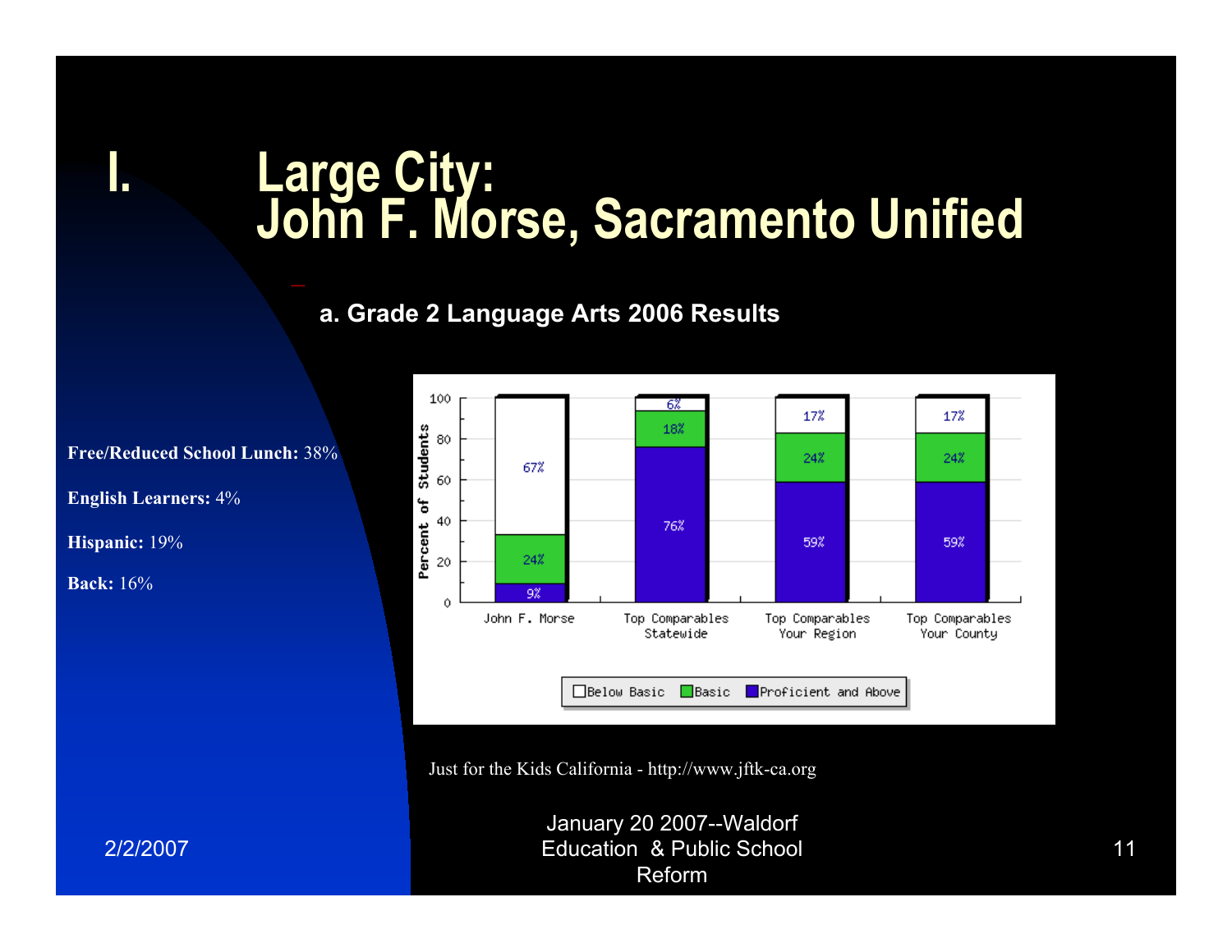# I. Large City: John F. Morse, Sacramento Unified

### a. Grade 2 Language Arts 2006 Results

**Free/Reduced School Lunch:** 38%

**English Learners:** 4%

**Hispanic:** 19%

**Back:** 16%

| | Below Basic | Basic | Proficient and Above |
|---|---|---|---|
| John F. Morse | 67% | 24% | 9% |
| Top Comparables Statewide | 6% | 18% | 76% |
| Top Comparables Your Region | 17% | 24% | 59% |
| Top Comparables Your County | 17% | 24% | 59% |

Just for the Kids California - http://www.jftk-ca.org

2/2/2007

January 20 2007--Waldorf Education & Public School Reform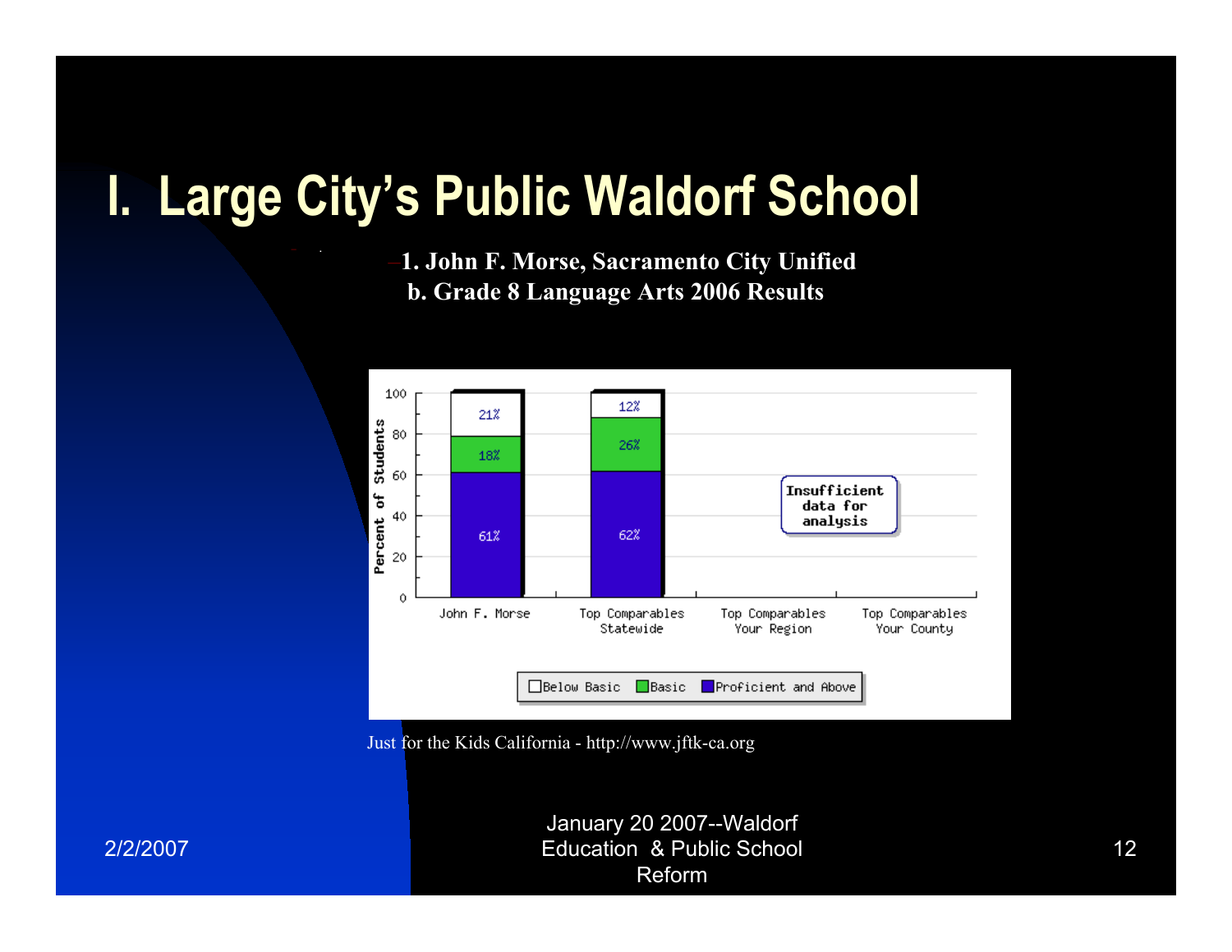# I. Large City's Public Waldorf School

1. John F. Morse, Sacramento City Unified
   b. Grade 8 Language Arts 2006 Results

| | John F. Morse | Top Comparables Statewide | Top Comparables Your Region | Top Comparables Your County |
|---|---|---|---|---|
| Below Basic | 21% | 12% | Insufficient data for analysis | |
| Basic | 18% | 26% | | |
| Proficient and Above | 61% | 62% | | |

Just for the Kids California - http://www.jftk-ca.org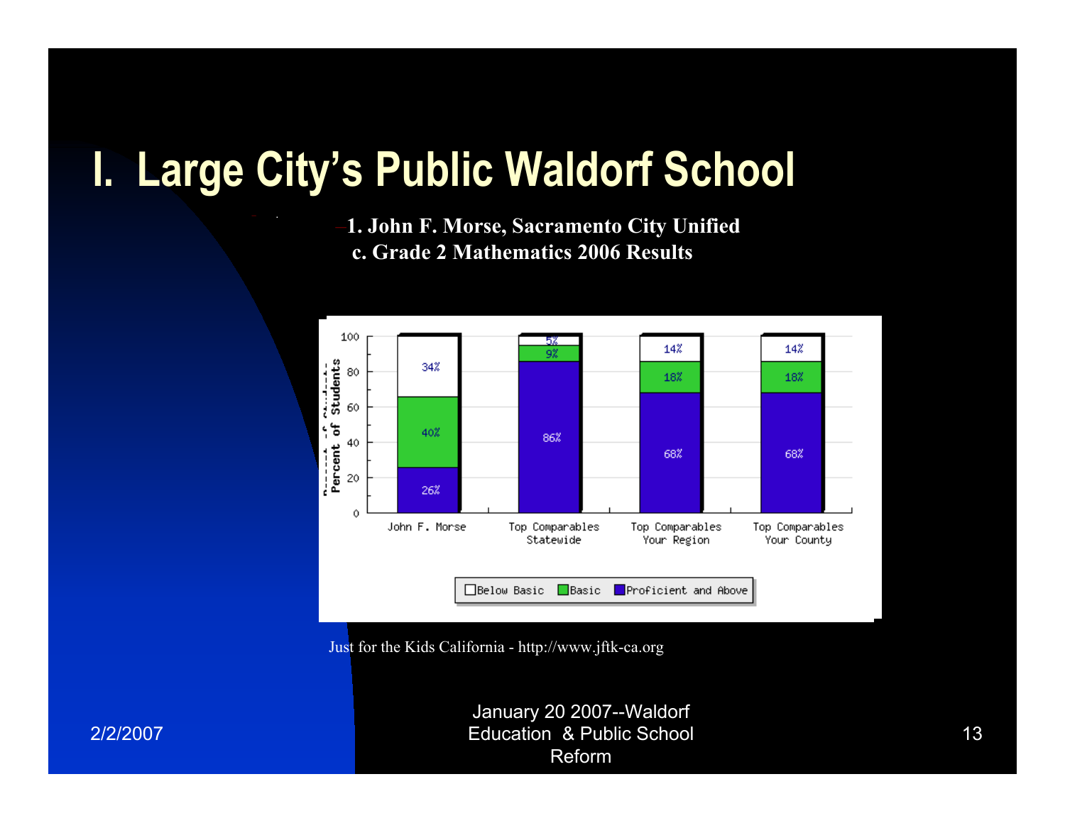# I. Large City's Public Waldorf School

–1. John F. Morse, Sacramento City Unified
c. Grade 2 Mathematics 2006 Results

| | John F. Morse | Top Comparables Statewide | Top Comparables Your Region | Top Comparables Your County |
|---|---|---|---|---|
| Below Basic | 34% | 5% | 14% | 14% |
| Basic | 40% | 9% | 18% | 18% |
| Proficient and Above | 26% | 86% | 68% | 68% |

Just for the Kids California - http://www.jftk-ca.org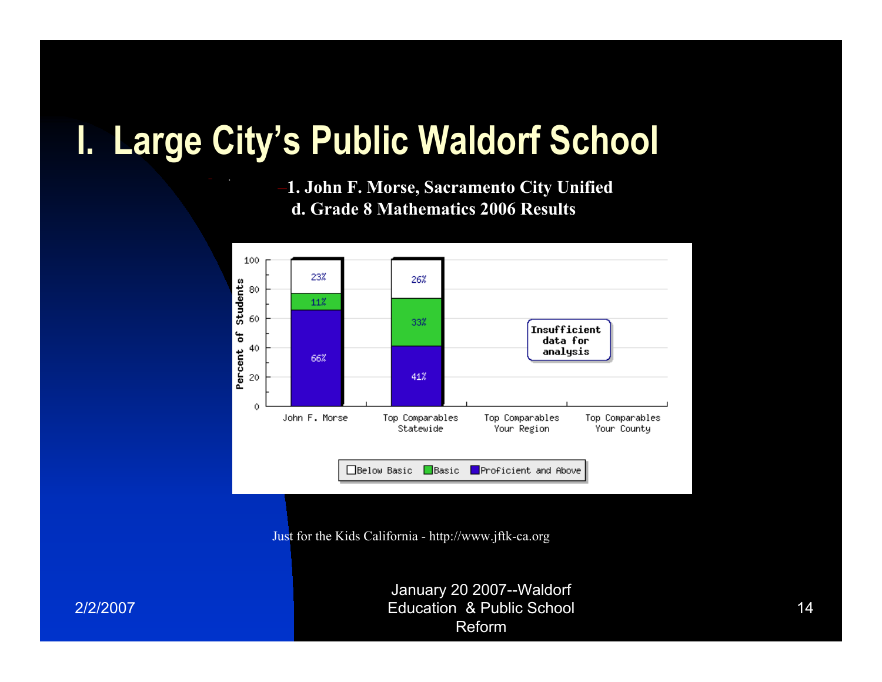# I. Large City's Public Waldorf School

–1. John F. Morse, Sacramento City Unified

d. Grade 8 Mathematics 2006 Results

| | John F. Morse | Top Comparables Statewide | Top Comparables Your Region | Top Comparables Your County |
|---|---|---|---|---|
| Below Basic | 23% | 26% | Insufficient data for analysis | |
| Basic | 11% | 33% | | |
| Proficient and Above | 66% | 41% | | |

Just for the Kids California - http://www.jftk-ca.org

2/2/2007

January 20 2007--Waldorf Education & Public School Reform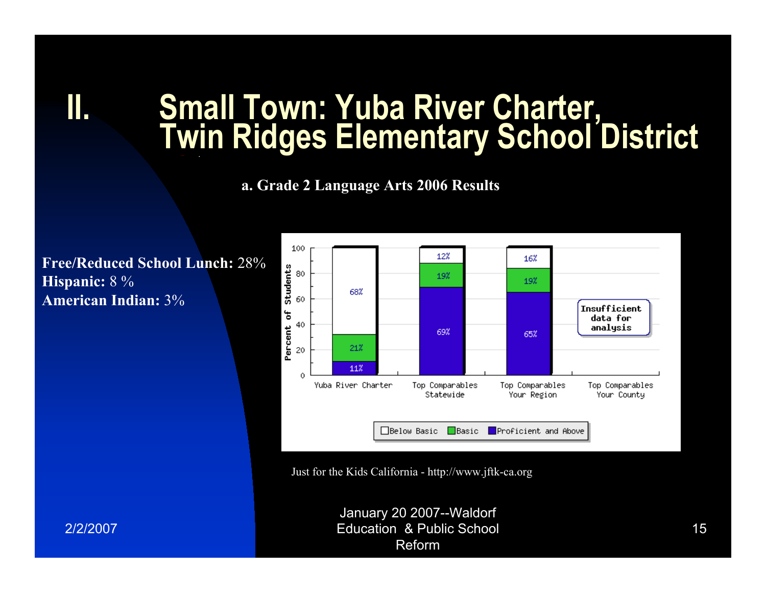# II. Small Town: Yuba River Charter, Twin Ridges Elementary School District

**a. Grade 2 Language Arts 2006 Results**

**Free/Reduced School Lunch:** 28%
**Hispanic:** 8 %
**American Indian:** 3%

| | Yuba River Charter | Top Comparables Statewide | Top Comparables Your Region | Top Comparables Your County |
|---|---|---|---|---|
| Below Basic | 68% | 12% | 16% | Insufficient data for analysis |
| Basic | 21% | 19% | 19% | |
| Proficient and Above | 11% | 69% | 65% | |

Just for the Kids California - http://www.jftk-ca.org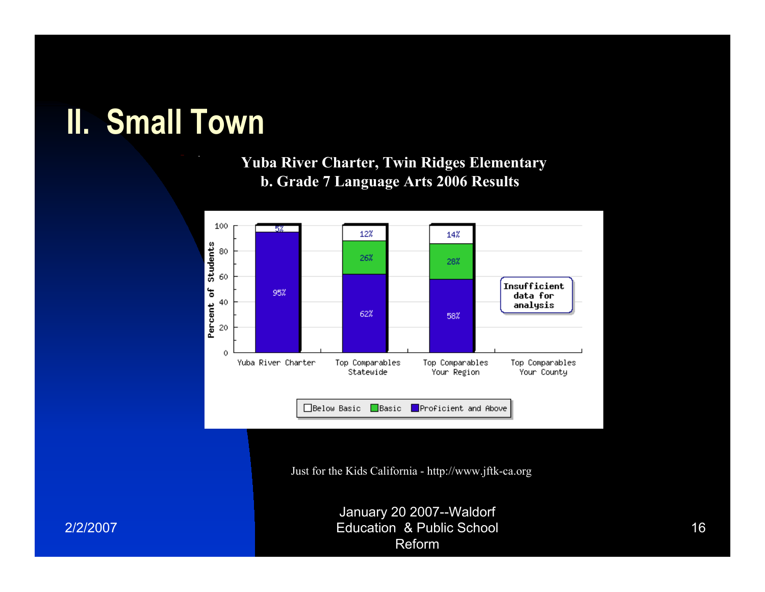# II. Small Town

**Yuba River Charter, Twin Ridges Elementary**
**b. Grade 7 Language Arts 2006 Results**

| | Below Basic | Basic | Proficient and Above |
|---|---|---|---|
| Yuba River Charter | 5% | | 95% |
| Top Comparables Statewide | 12% | 26% | 62% |
| Top Comparables Your Region | 14% | 28% | 58% |
| Top Comparables Your County | Insufficient data for analysis | | |

Just for the Kids California - http://www.jftk-ca.org

2/2/2007

January 20 2007--Waldorf Education & Public School Reform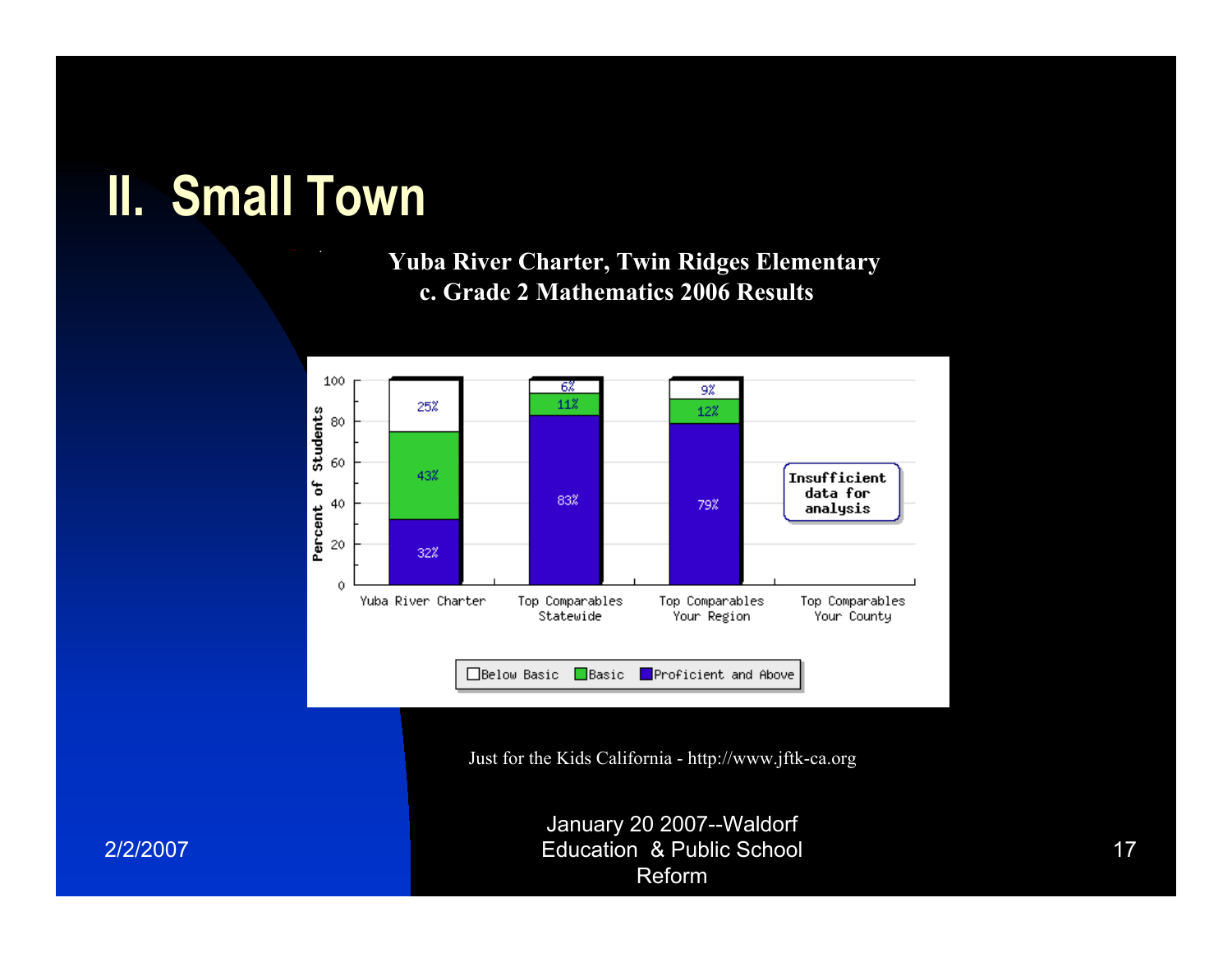# II. Small Town

**Yuba River Charter, Twin Ridges Elementary**
**c. Grade 2 Mathematics 2006 Results**

| | Below Basic | Basic | Proficient and Above |
|---|---|---|---|
| Yuba River Charter | 25% | 43% | 32% |
| Top Comparables Statewide | 6% | 11% | 83% |
| Top Comparables Your Region | 9% | 12% | 79% |
| Top Comparables Your County | Insufficient data for analysis | | |

Percent of Students

Just for the Kids California - http://www.jftk-ca.org

2/2/2007

January 20 2007--Waldorf Education & Public School Reform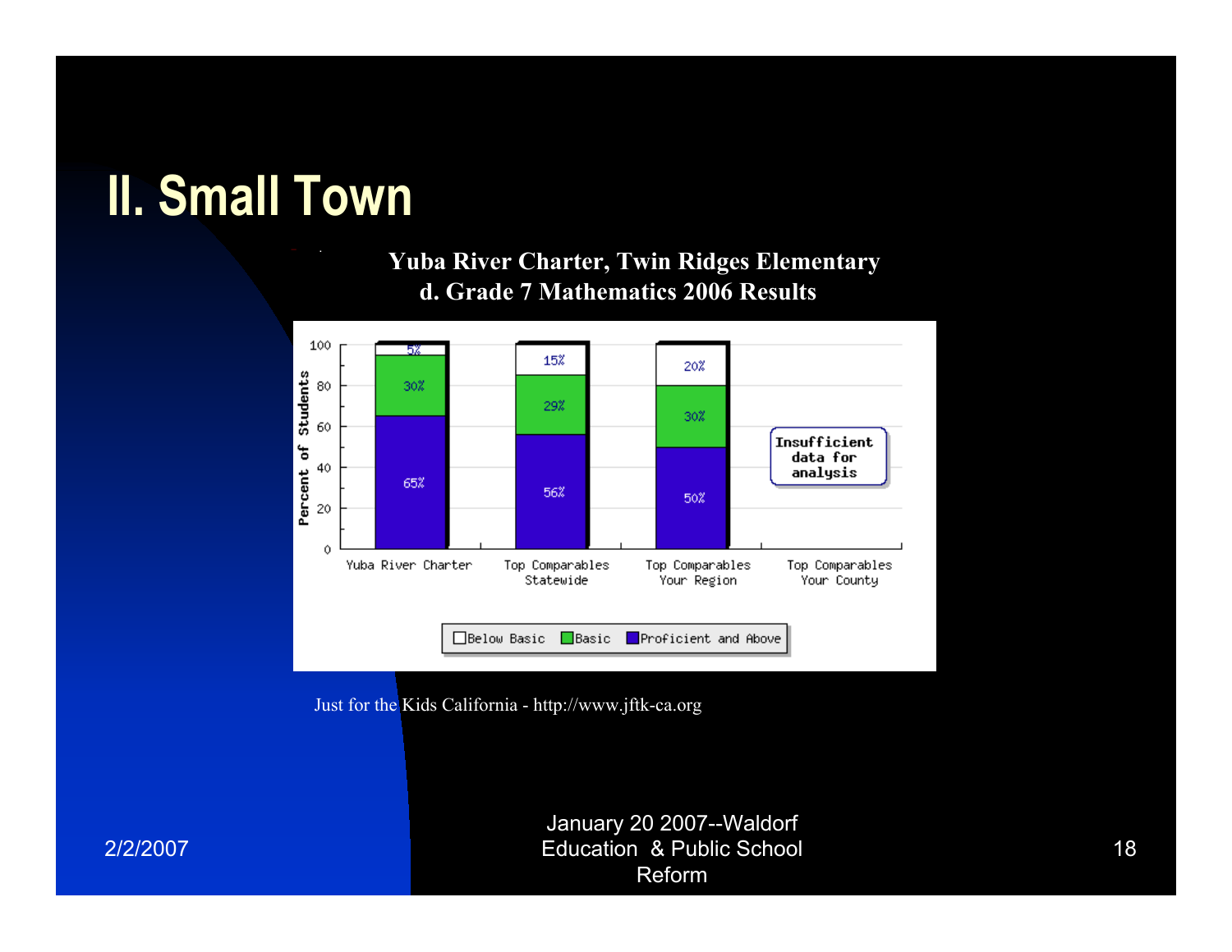# II. Small Town

**Yuba River Charter, Twin Ridges Elementary**
**d. Grade 7 Mathematics 2006 Results**

| | Below Basic | Basic | Proficient and Above |
|---|---|---|---|
| Yuba River Charter | 5% | 30% | 65% |
| Top Comparables Statewide | 15% | 29% | 56% |
| Top Comparables Your Region | 20% | 30% | 50% |
| Top Comparables Your County | Insufficient data for analysis | | |

Percent of Students

Just for the Kids California - http://www.jftk-ca.org

January 20 2007--Waldorf Education & Public School Reform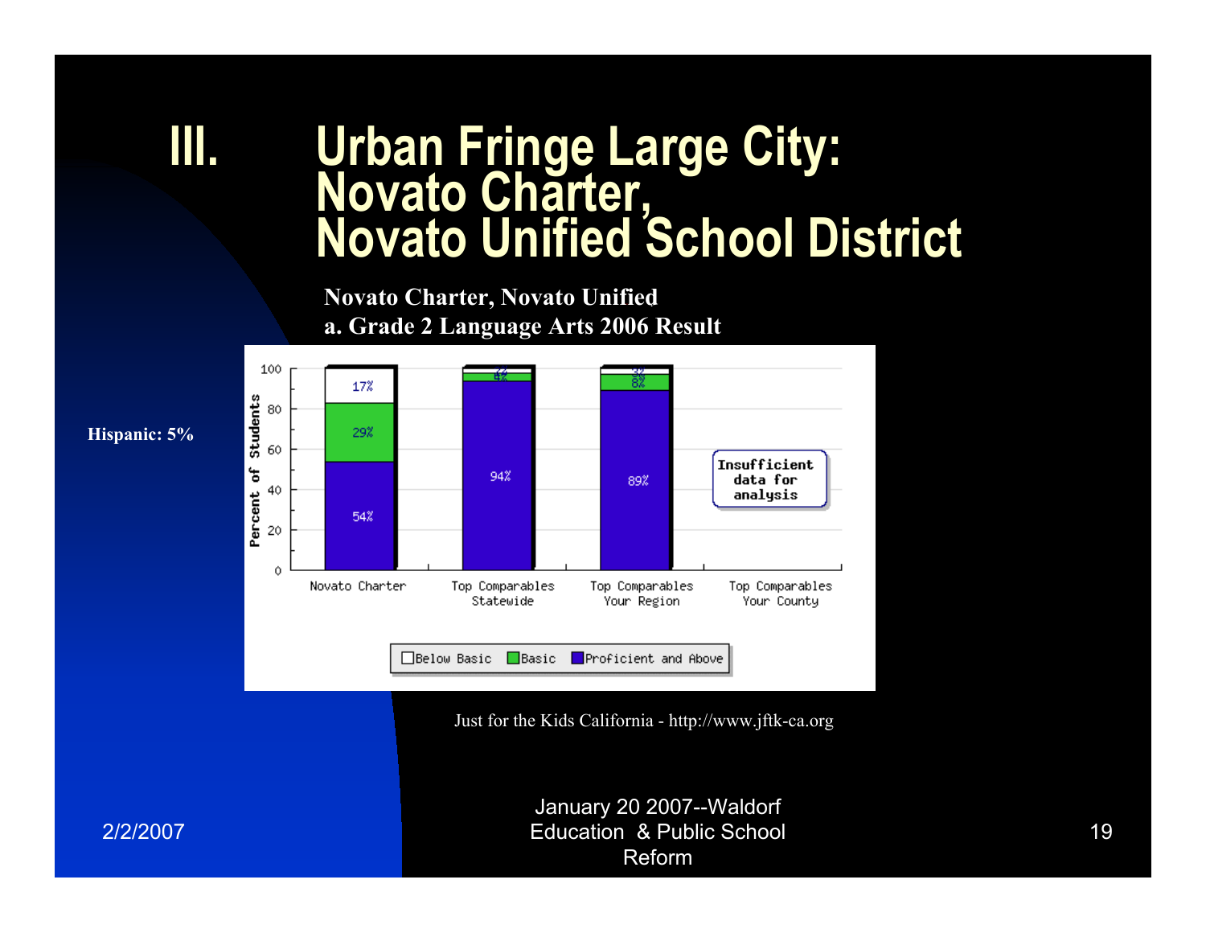# III. Urban Fringe Large City: Novato Charter, Novato Unified School District

**Novato Charter, Novato Unified**
**a. Grade 2 Language Arts 2006 Result**

**Hispanic: 5%**

| | Below Basic | Basic | Proficient and Above |
|---|---|---|---|
| Novato Charter | 17% | 29% | 54% |
| Top Comparables Statewide | 2% | 4% | 94% |
| Top Comparables Your Region | 3% | 8% | 89% |
| Top Comparables Your County | Insufficient data for analysis | | |

Just for the Kids California - http://www.jftk-ca.org

2/2/2007

January 20 2007--Waldorf Education & Public School Reform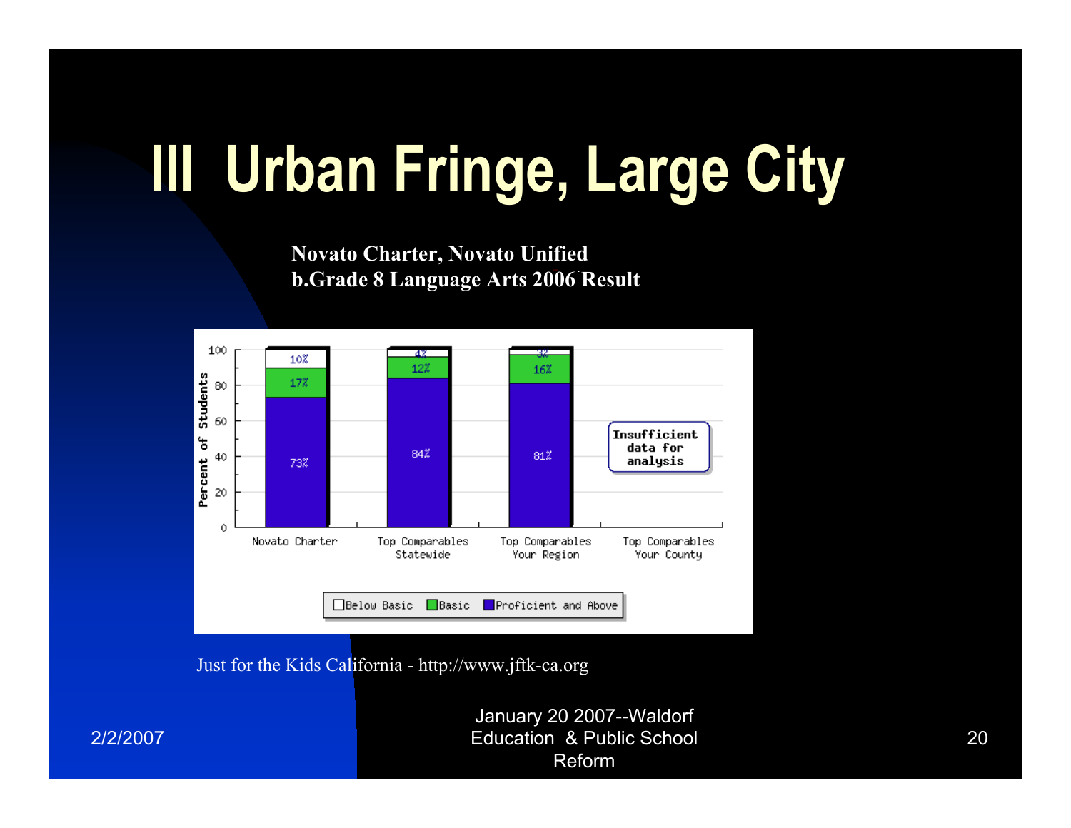# III Urban Fringe, Large City

**Novato Charter, Novato Unified**
**b.Grade 8 Language Arts 2006 Result**

| | Novato Charter | Top Comparables Statewide | Top Comparables Your Region | Top Comparables Your County |
|---|---|---|---|---|
| Below Basic | 10% | 4% | 3% | Insufficient data for analysis |
| Basic | 17% | 12% | 16% | |
| Proficient and Above | 73% | 84% | 81% | |

Just for the Kids California - http://www.jftk-ca.org

2/2/2007

January 20 2007--Waldorf Education & Public School Reform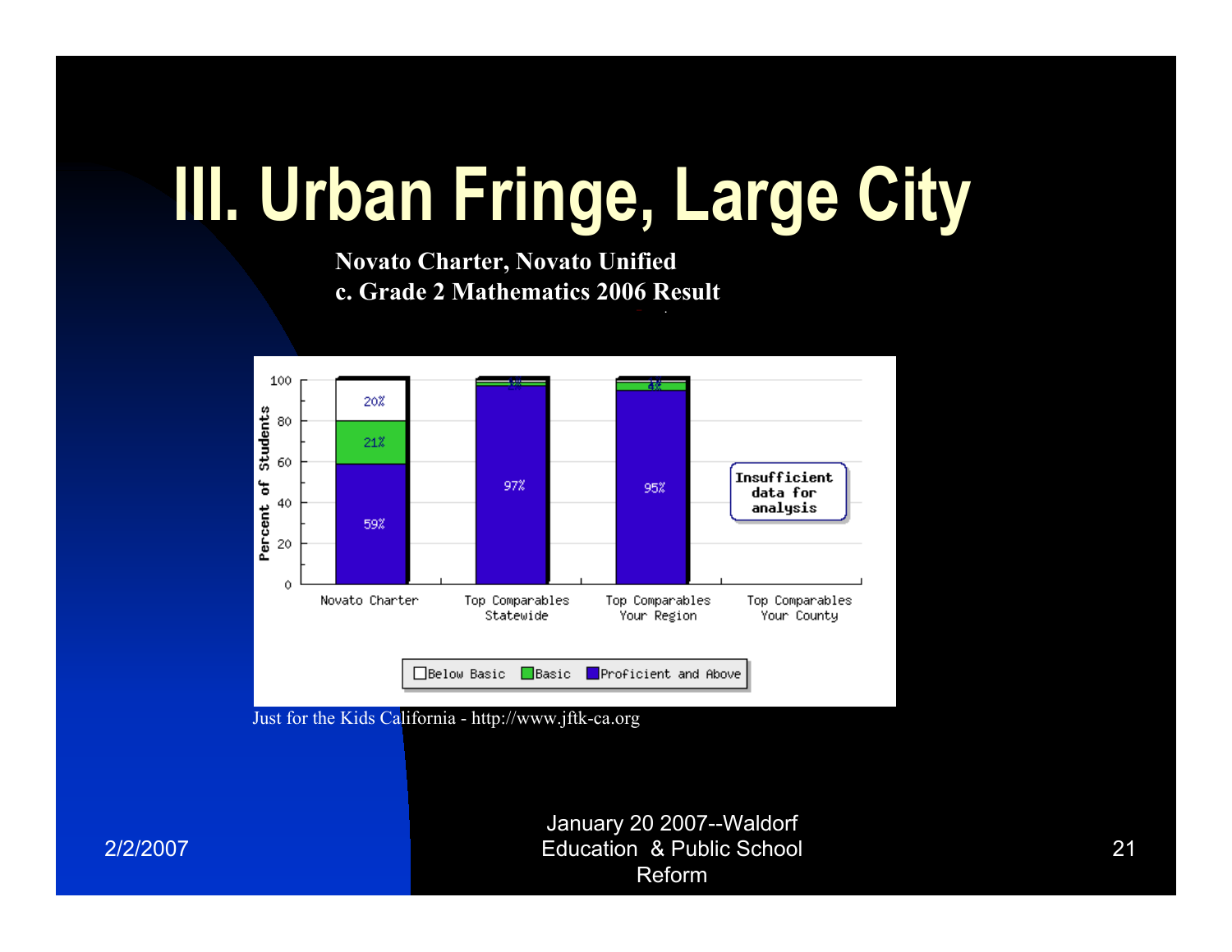# III. Urban Fringe, Large City

**Novato Charter, Novato Unified**
**c. Grade 2 Mathematics 2006 Result**

| | Below Basic | Basic | Proficient and Above |
|---|---|---|---|
| Novato Charter | 20% | 21% | 59% |
| Top Comparables Statewide | | 3% | 97% |
| Top Comparables Your Region | | 4% | 95% |
| Top Comparables Your County | Insufficient data for analysis | | |

Just for the Kids California - http://www.jftk-ca.org

January 20 2007--Waldorf Education & Public School Reform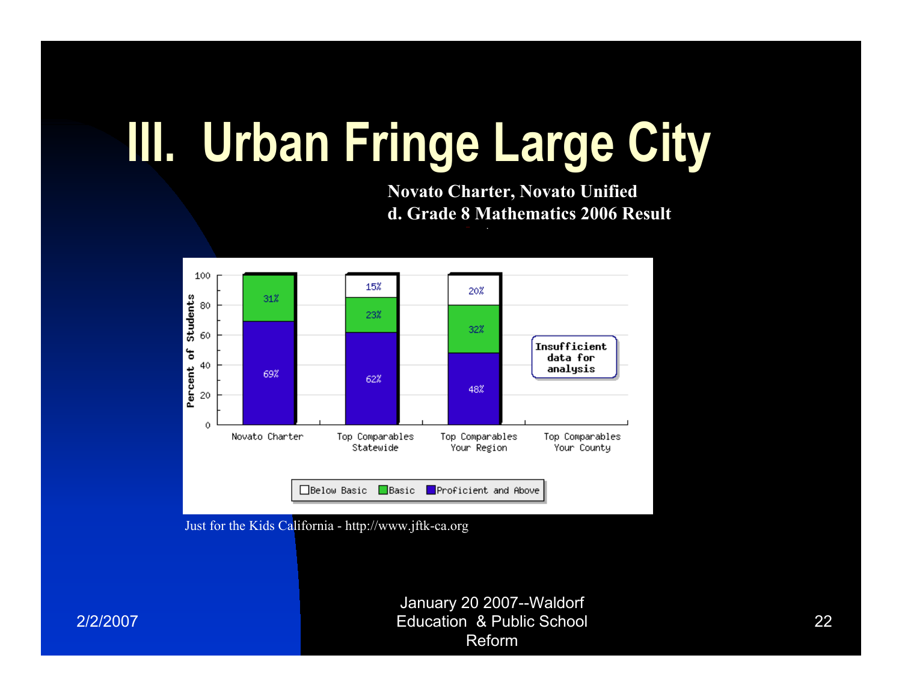# III. Urban Fringe Large City

**Novato Charter, Novato Unified**
**d. Grade 8 Mathematics 2006 Result**

| | Novato Charter | Top Comparables Statewide | Top Comparables Your Region | Top Comparables Your County |
|---|---|---|---|---|
| Below Basic | | 15% | 20% | Insufficient data for analysis |
| Basic | 31% | 23% | 32% | |
| Proficient and Above | 69% | 62% | 48% | |

Just for the Kids California - http://www.jftk-ca.org

January 20 2007--Waldorf Education & Public School Reform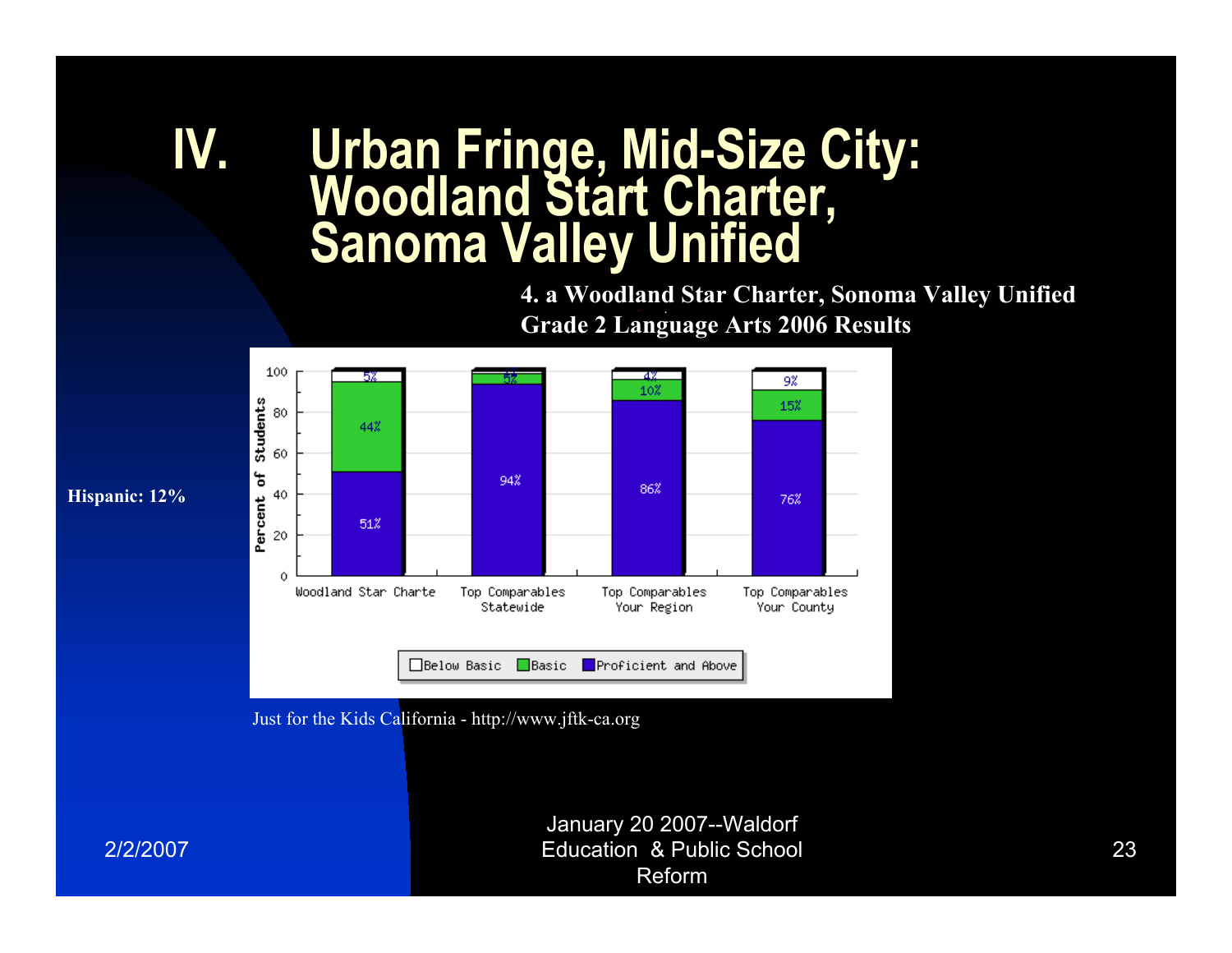# IV. Urban Fringe, Mid-Size City: Woodland Start Charter, Sanoma Valley Unified

**4. a Woodland Star Charter, Sonoma Valley Unified**
**Grade 2 Language Arts 2006 Results**

**Hispanic: 12%**

| | Woodland Star Charte | Top Comparables Statewide | Top Comparables Your Region | Top Comparables Your County |
|---|---|---|---|---|
| Below Basic | 5% | 1% | 4% | 9% |
| Basic | 44% | 5% | 10% | 15% |
| Proficient and Above | 51% | 94% | 86% | 76% |

Just for the Kids California - http://www.jftk-ca.org

2/2/2007

January 20 2007--Waldorf Education & Public School Reform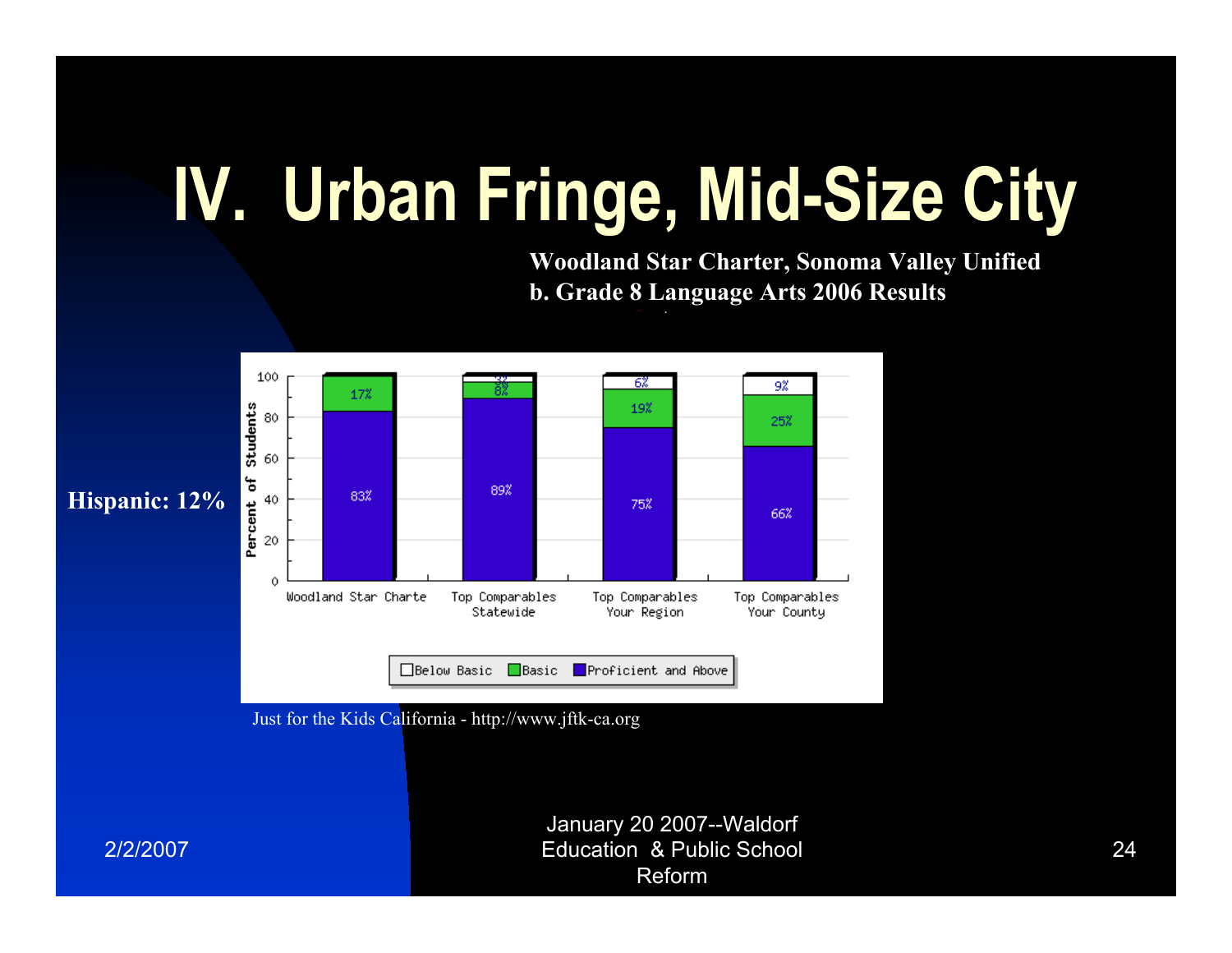# IV. Urban Fringe, Mid-Size City

**Woodland Star Charter, Sonoma Valley Unified**
**b. Grade 8 Language Arts 2006 Results**

**Hispanic: 12%**

| | Woodland Star Charte | Top Comparables Statewide | Top Comparables Your Region | Top Comparables Your County |
|---|---|---|---|---|
| Below Basic | | 3% | 6% | 9% |
| Basic | 17% | 8% | 19% | 25% |
| Proficient and Above | 83% | 89% | 75% | 66% |

Just for the Kids California - http://www.jftk-ca.org

January 20 2007--Waldorf Education & Public School Reform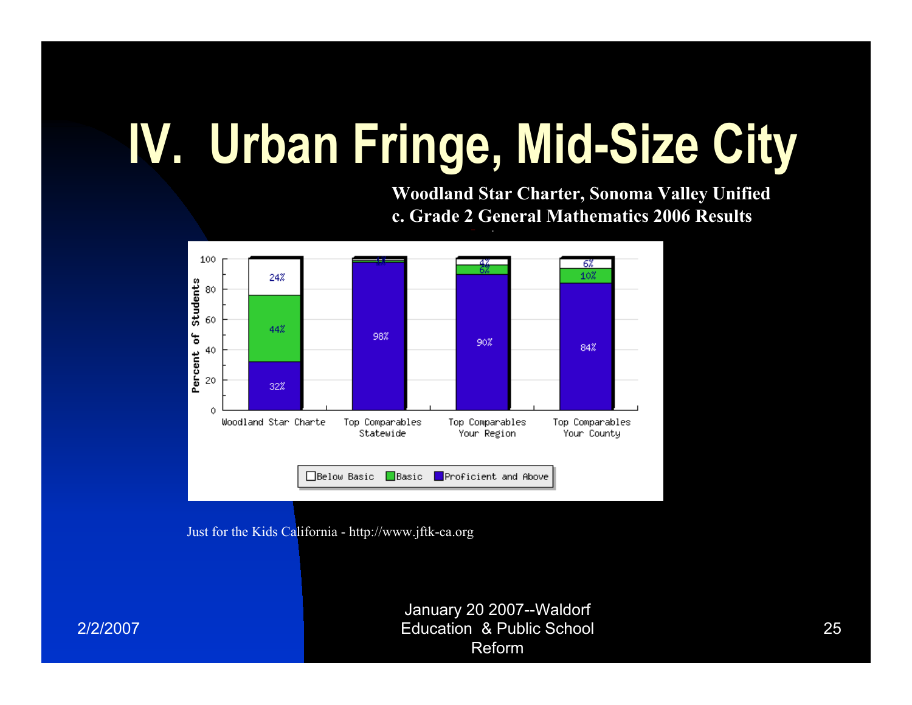# IV. Urban Fringe, Mid-Size City

**Woodland Star Charter, Sonoma Valley Unified**
**c. Grade 2 General Mathematics 2006 Results**

| | Woodland Star Charte | Top Comparables Statewide | Top Comparables Your Region | Top Comparables Your County |
|---|---|---|---|---|
| Below Basic | 24% | 1% | 4% | 6% |
| Basic | 44% | 1% | 6% | 10% |
| Proficient and Above | 32% | 98% | 90% | 84% |

Just for the Kids California - http://www.jftk-ca.org

2/2/2007

January 20 2007--Waldorf Education & Public School Reform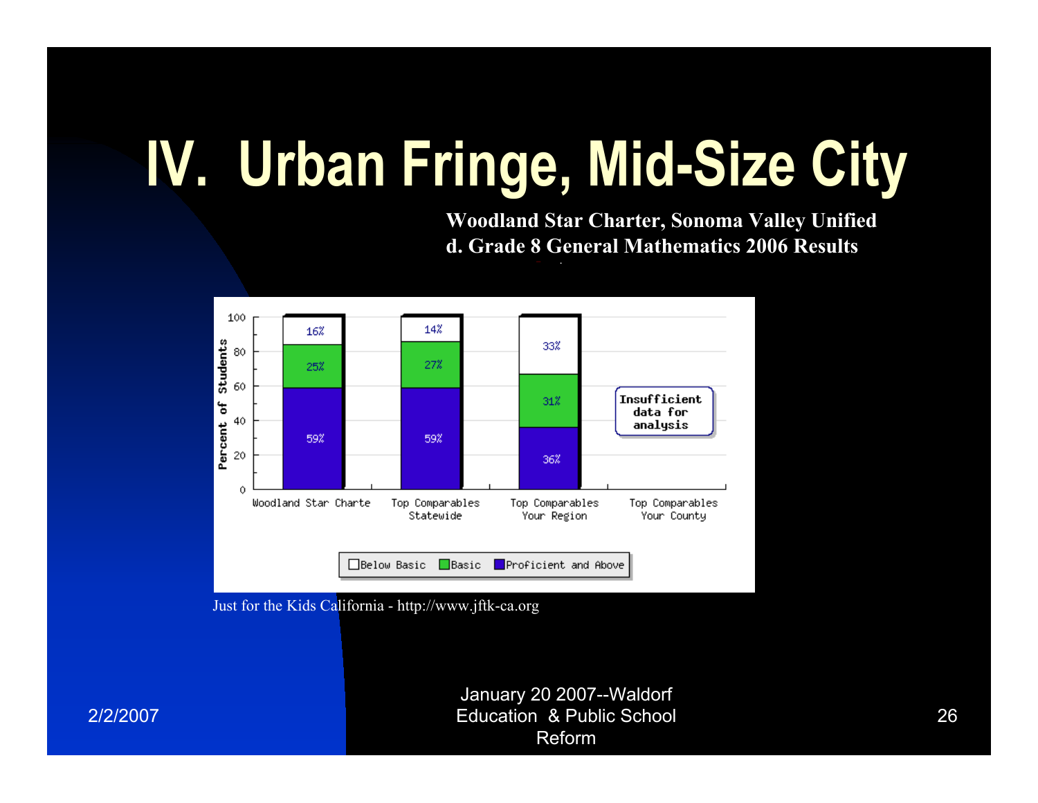# IV. Urban Fringe, Mid-Size City

**Woodland Star Charter, Sonoma Valley Unified**
**d. Grade 8 General Mathematics 2006 Results**

| | Woodland Star Charte | Top Comparables Statewide | Top Comparables Your Region | Top Comparables Your County |
|---|---|---|---|---|
| Below Basic | 16% | 14% | 33% | Insufficient data for analysis |
| Basic | 25% | 27% | 31% | |
| Proficient and Above | 59% | 59% | 36% | |

Just for the Kids California - http://www.jftk-ca.org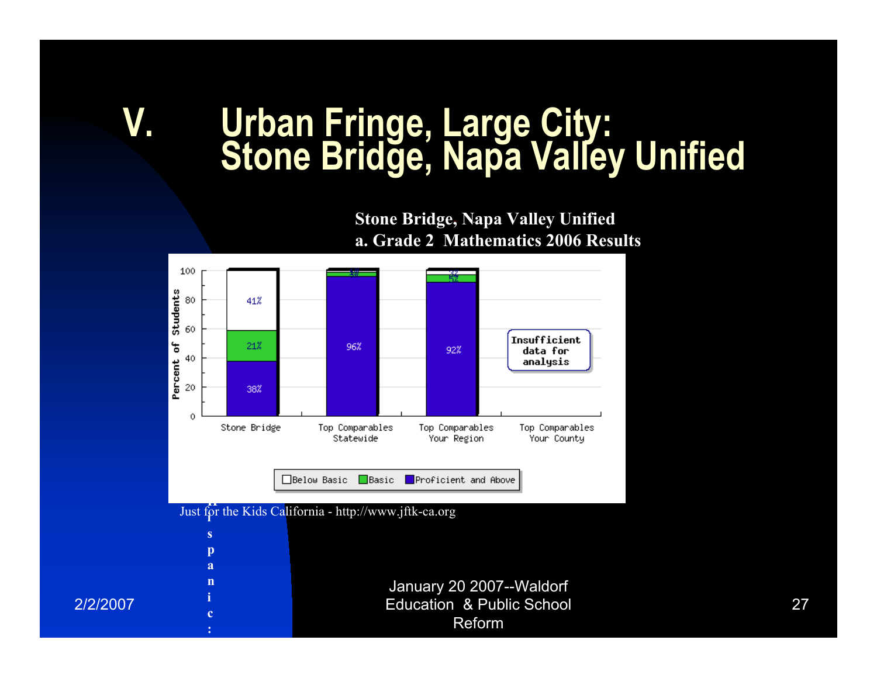# V. Urban Fringe, Large City: Stone Bridge, Napa Valley Unified

**Stone Bridge, Napa Valley Unified**
**a. Grade 2 Mathematics 2006 Results**

| Percent of Students | Stone Bridge | Top Comparables Statewide | Top Comparables Your Region | Top Comparables Your County |
|---|---|---|---|---|
| Below Basic | 41% | 1% | 3% | Insufficient data for analysis |
| Basic | 21% | 3% | 5% | |
| Proficient and Above | 38% | 96% | 92% | |

Just for the Kids California - http://www.jftk-ca.org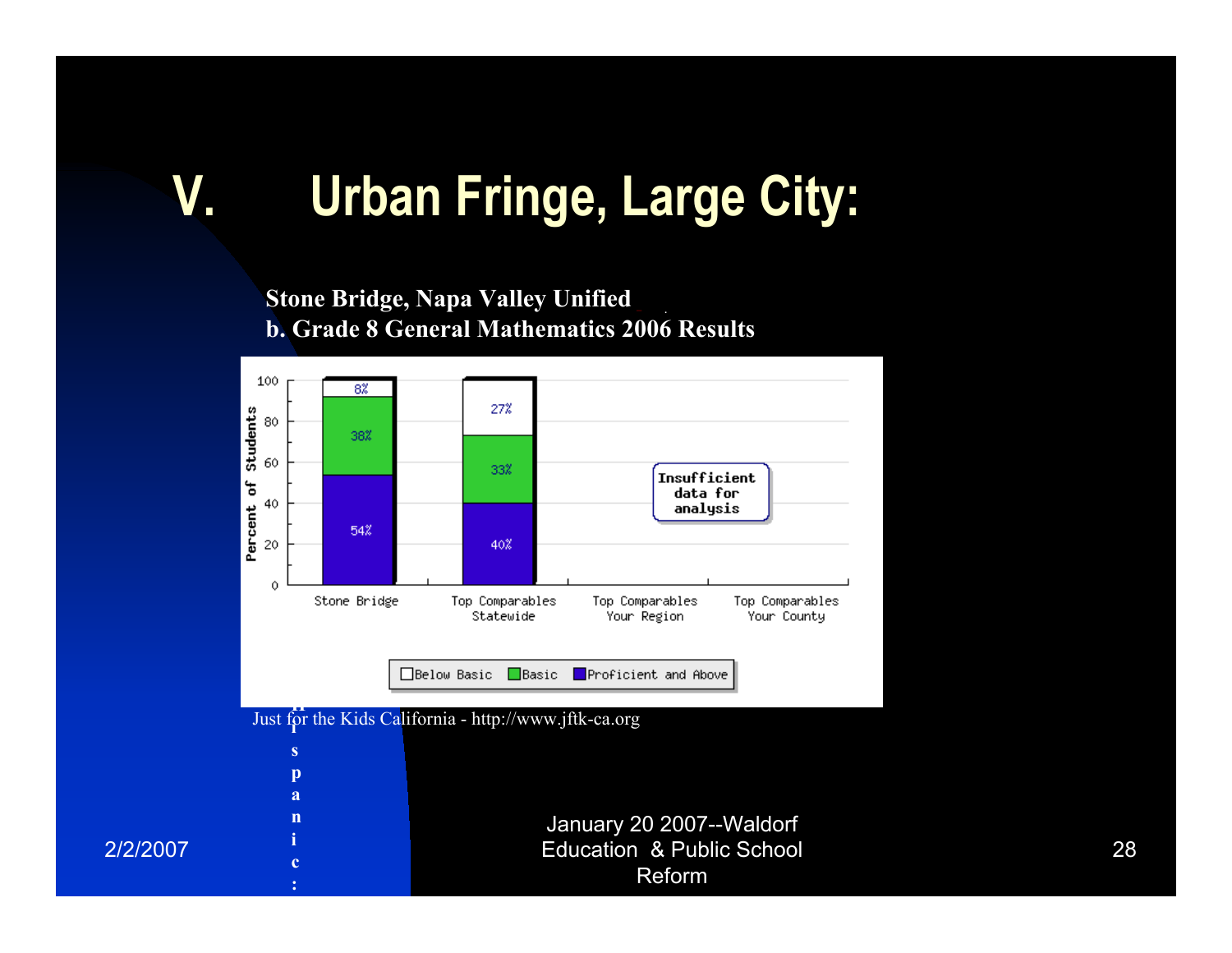# V. Urban Fringe, Large City:

**Stone Bridge, Napa Valley Unified**
**b. Grade 8 General Mathematics 2006 Results**

| | Below Basic | Basic | Proficient and Above |
|---|---|---|---|
| Stone Bridge | 8% | 38% | 54% |
| Top Comparables Statewide | 27% | 33% | 40% |
| Top Comparables Your Region | Insufficient data for analysis | | |
| Top Comparables Your County | Insufficient data for analysis | | |

Just for the Kids California - http://www.jftk-ca.org

H i s p a n i c :

2/2/2007

January 20 2007--Waldorf Education & Public School Reform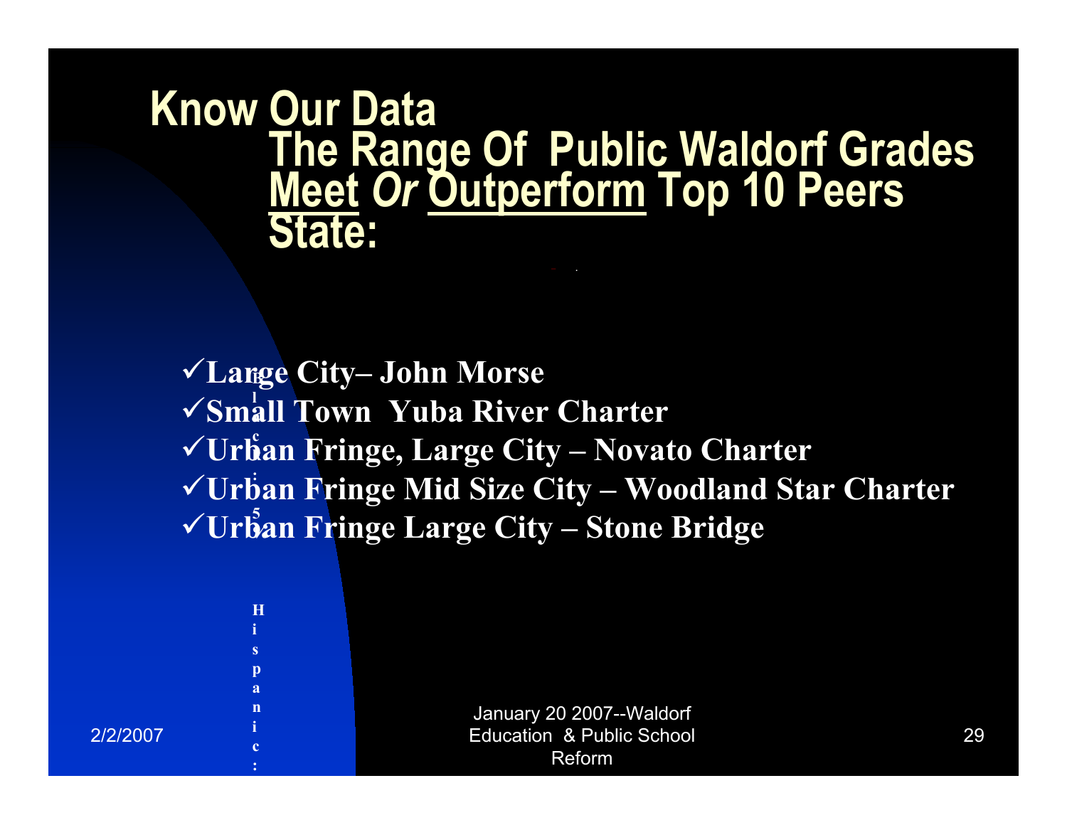# Know Our Data

## The Range Of Public Waldorf Grades Meet *Or* Outperform Top 10 Peers State:

- ✓ **Large City– John Morse**
- ✓ **Small Town Yuba River Charter**
- ✓ **Urban Fringe, Large City – Novato Charter**
- ✓ **Urban Fringe Mid Size City – Woodland Star Charter**
- ✓ **Urban Fringe Large City – Stone Bridge**

**Hispanic:**

2/2/2007

January 20 2007--Waldorf Education & Public School Reform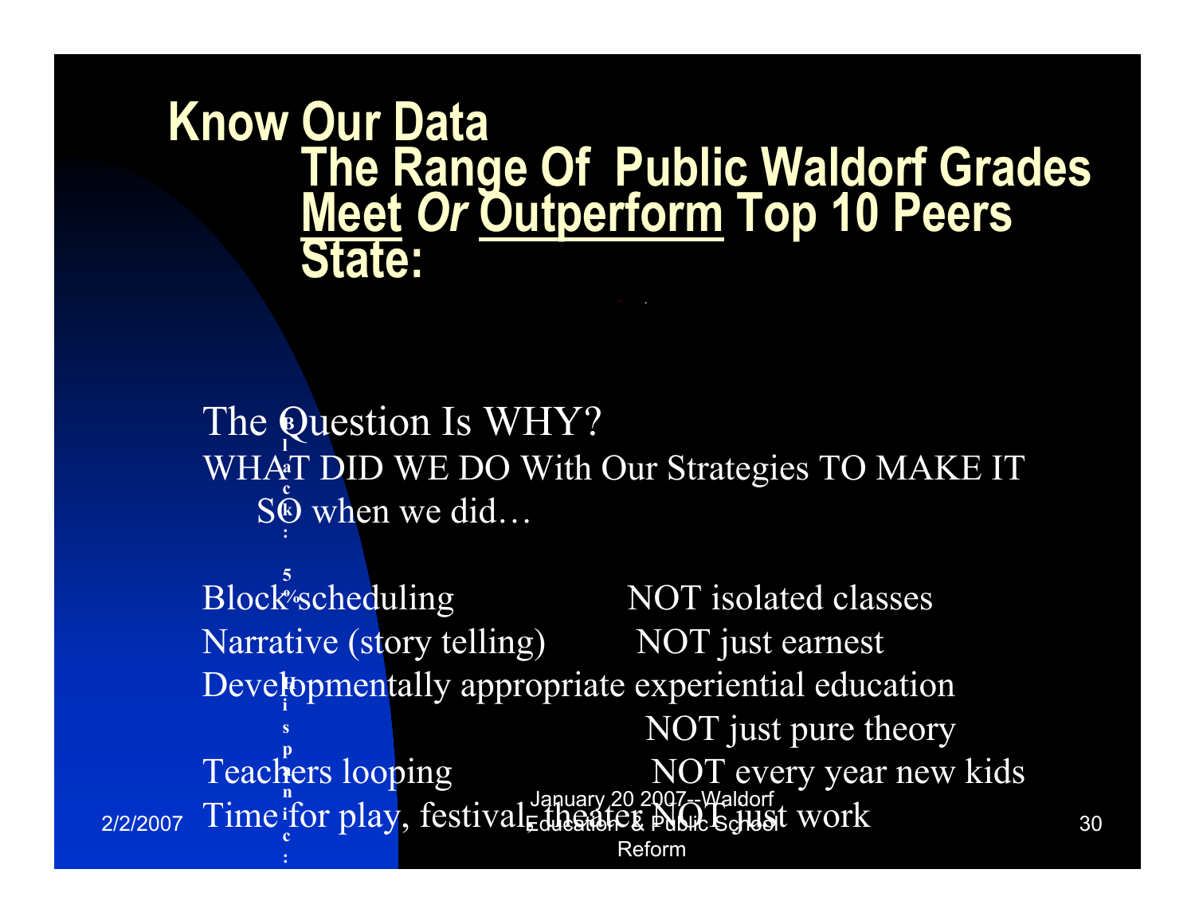# Know Our Data

## The Range Of Public Waldorf Grades <u>Meet</u> *Or* <u>Outperform</u> Top 10 Peers State:

The Question Is WHY?

WHAT DID WE DO With Our Strategies TO MAKE IT SO when we did…

Block scheduling NOT isolated classes

Narrative (story telling) NOT just earnest

Developmentally appropriate experiential education NOT just pure theory

Teachers looping NOT every year new kids

Time for play, festival, theater NOT just work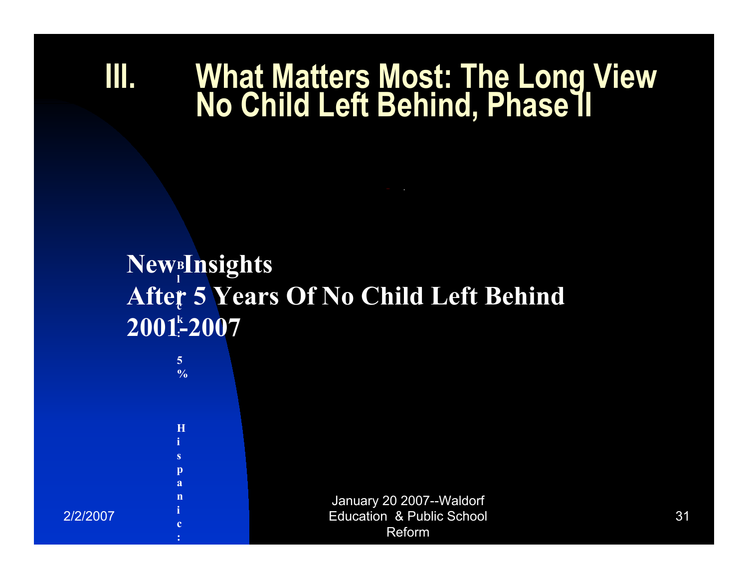# III. What Matters Most: The Long View No Child Left Behind, Phase II

**New Insights**
**After 5 Years Of No Child Left Behind**
**2001-2007**

**Black: 5%**

**Hispanic:**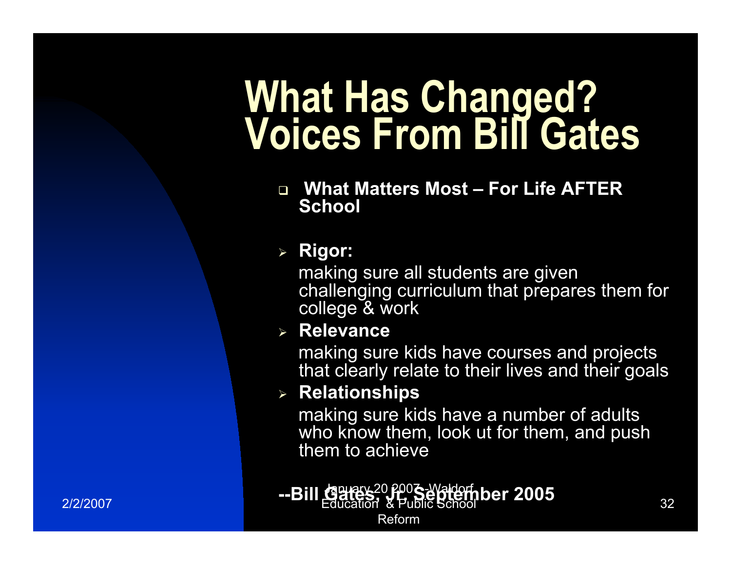# What Has Changed? Voices From Bill Gates

- **What Matters Most – For Life AFTER School**

- **Rigor:**

  making sure all students are given challenging curriculum that prepares them for college & work

- **Relevance**

  making sure kids have courses and projects that clearly relate to their lives and their goals

- **Relationships**

  making sure kids have a number of adults who know them, look ut for them, and push them to achieve

**--Bill Gates, Jr, September 2005**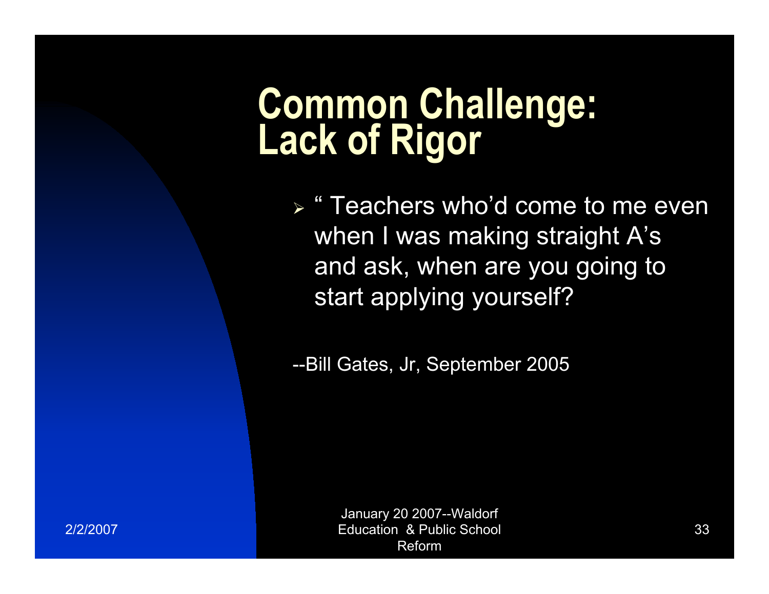# Common Challenge: Lack of Rigor

- " Teachers who'd come to me even when I was making straight A's and ask, when are you going to start applying yourself?

--Bill Gates, Jr, September 2005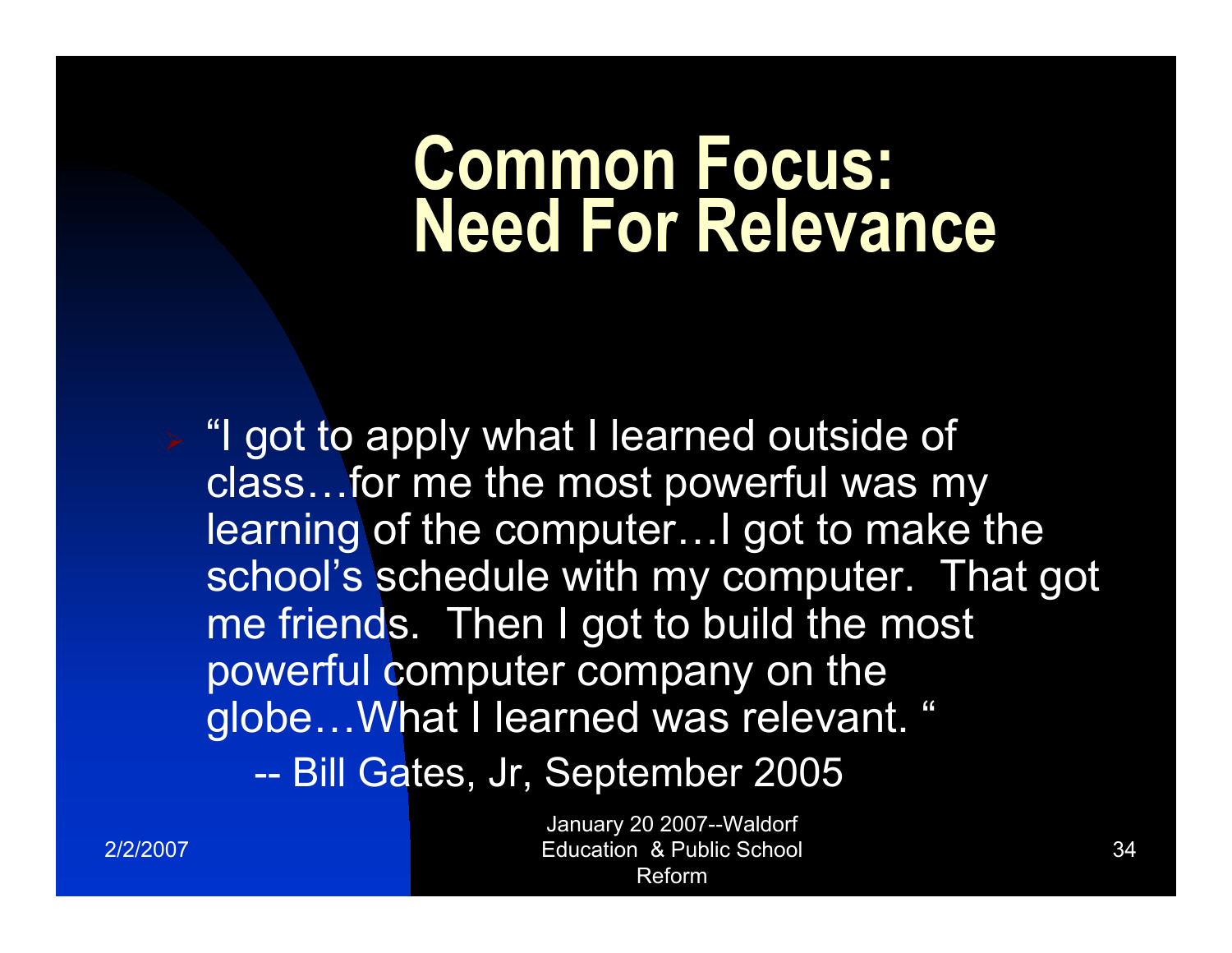# Common Focus: Need For Relevance

- "I got to apply what I learned outside of class…for me the most powerful was my learning of the computer…I got to make the school's schedule with my computer. That got me friends. Then I got to build the most powerful computer company on the globe…What I learned was relevant. "

  -- Bill Gates, Jr, September 2005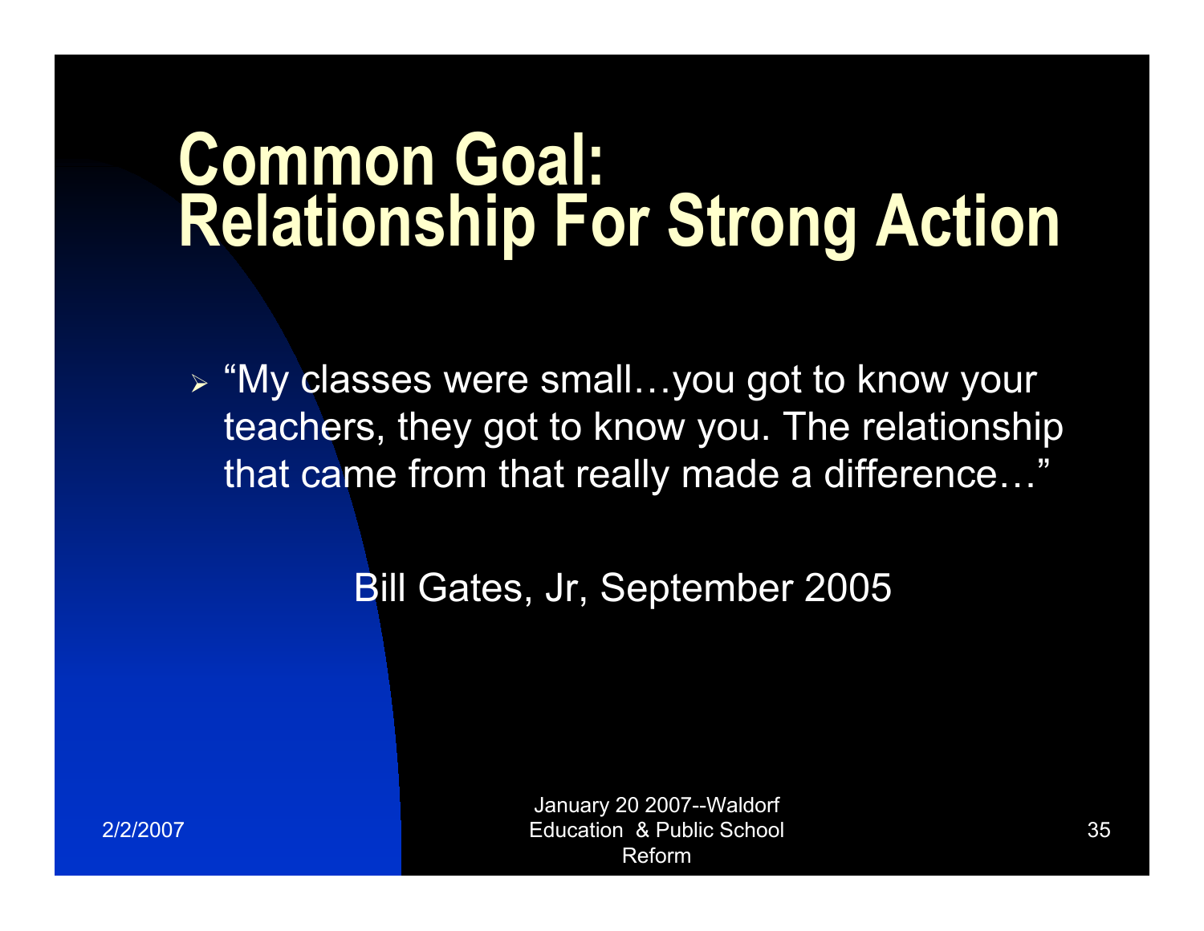# Common Goal: Relationship For Strong Action

- “My classes were small…you got to know your teachers, they got to know you. The relationship that came from that really made a difference…”

Bill Gates, Jr, September 2005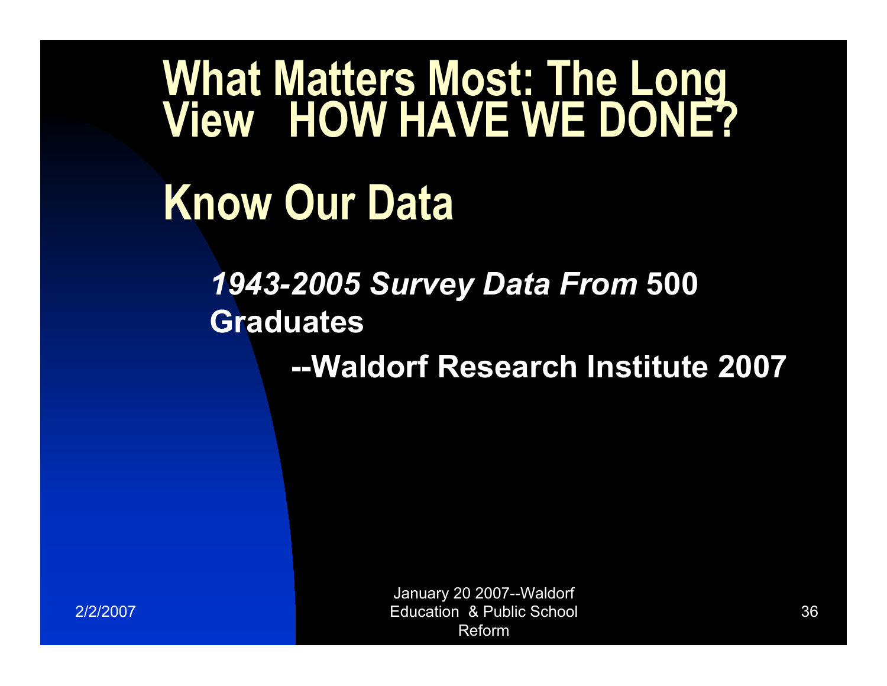# What Matters Most: The Long View HOW HAVE WE DONE?

# Know Our Data

***1943-2005 Survey Data From* 500 Graduates**

**--Waldorf Research Institute 2007**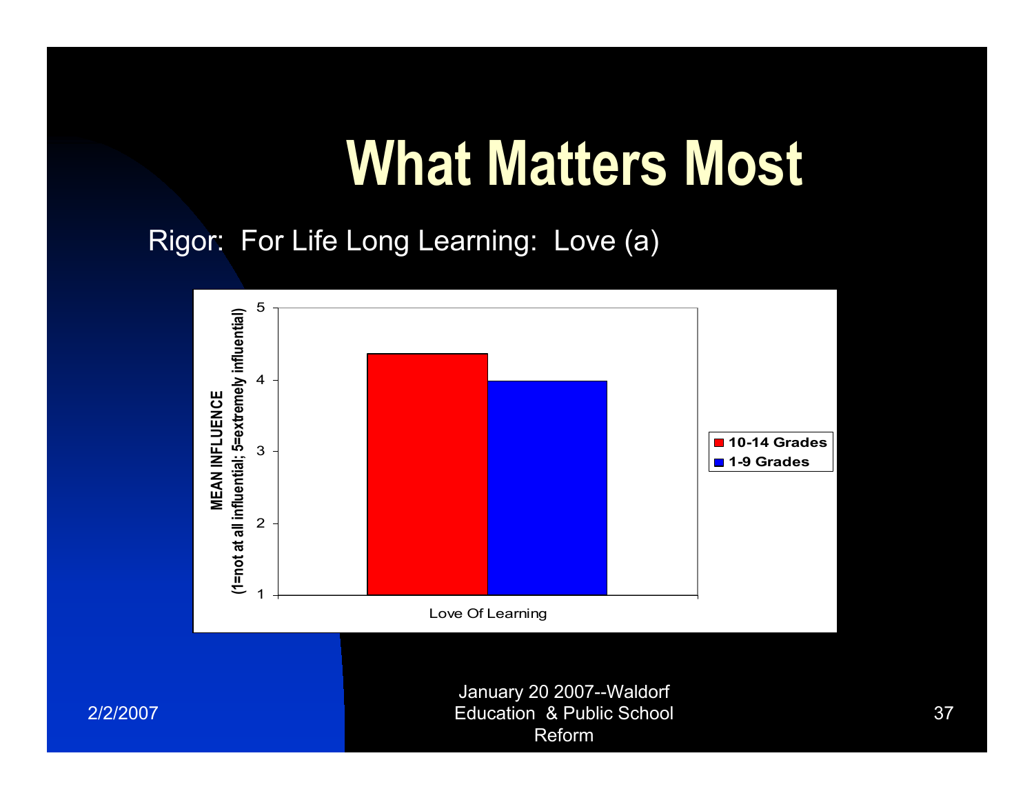# What Matters Most

Rigor: For Life Long Learning: Love (a)

MEAN INFLUENCE
(1=not at all influential; 5=extremely influential)

5
4
3
2
1

Love Of Learning

10-14 Grades
1-9 Grades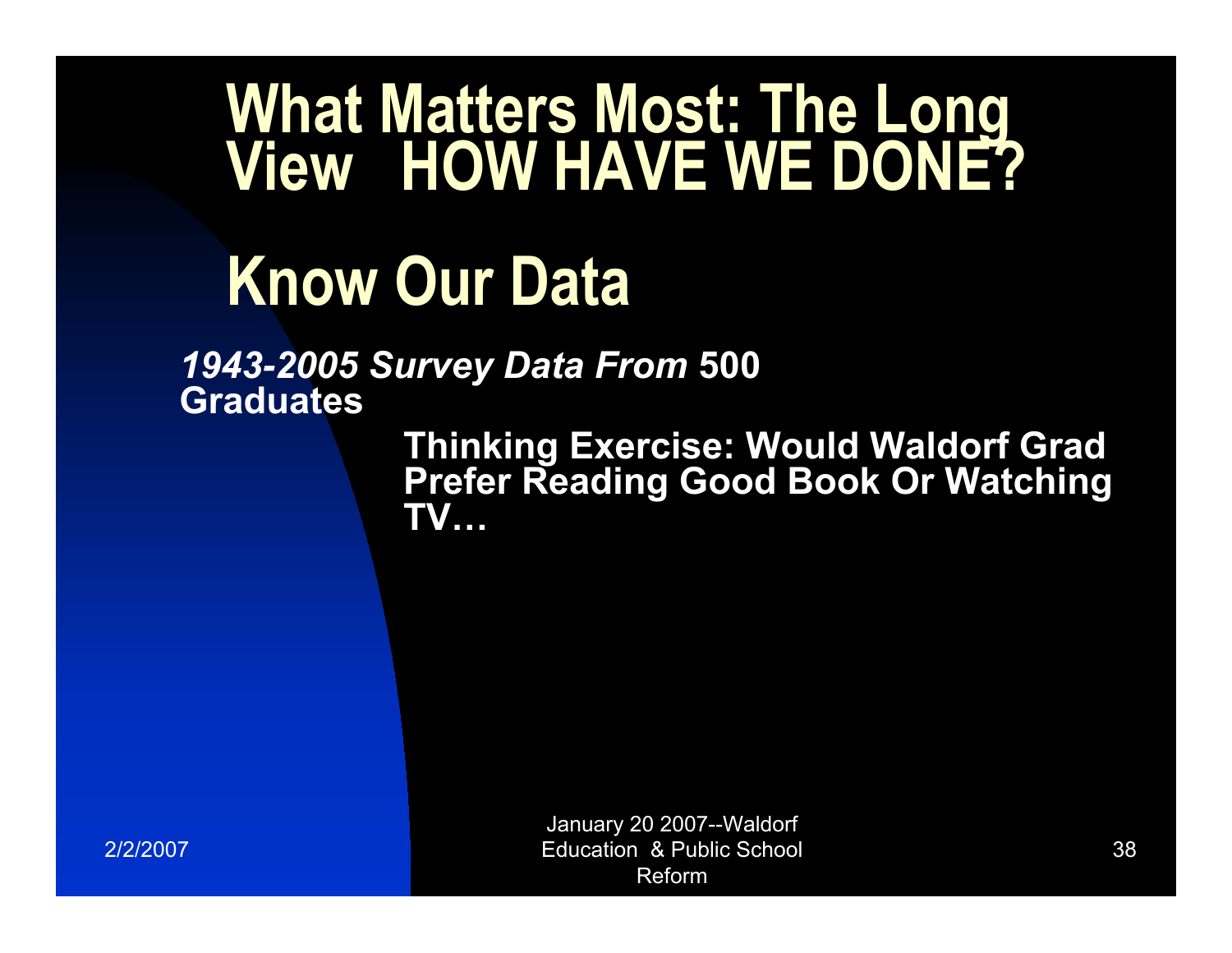# What Matters Most: The Long View HOW HAVE WE DONE?

# Know Our Data

***1943-2005 Survey Data From* 500 Graduates**

**Thinking Exercise: Would Waldorf Grad Prefer Reading Good Book Or Watching TV…**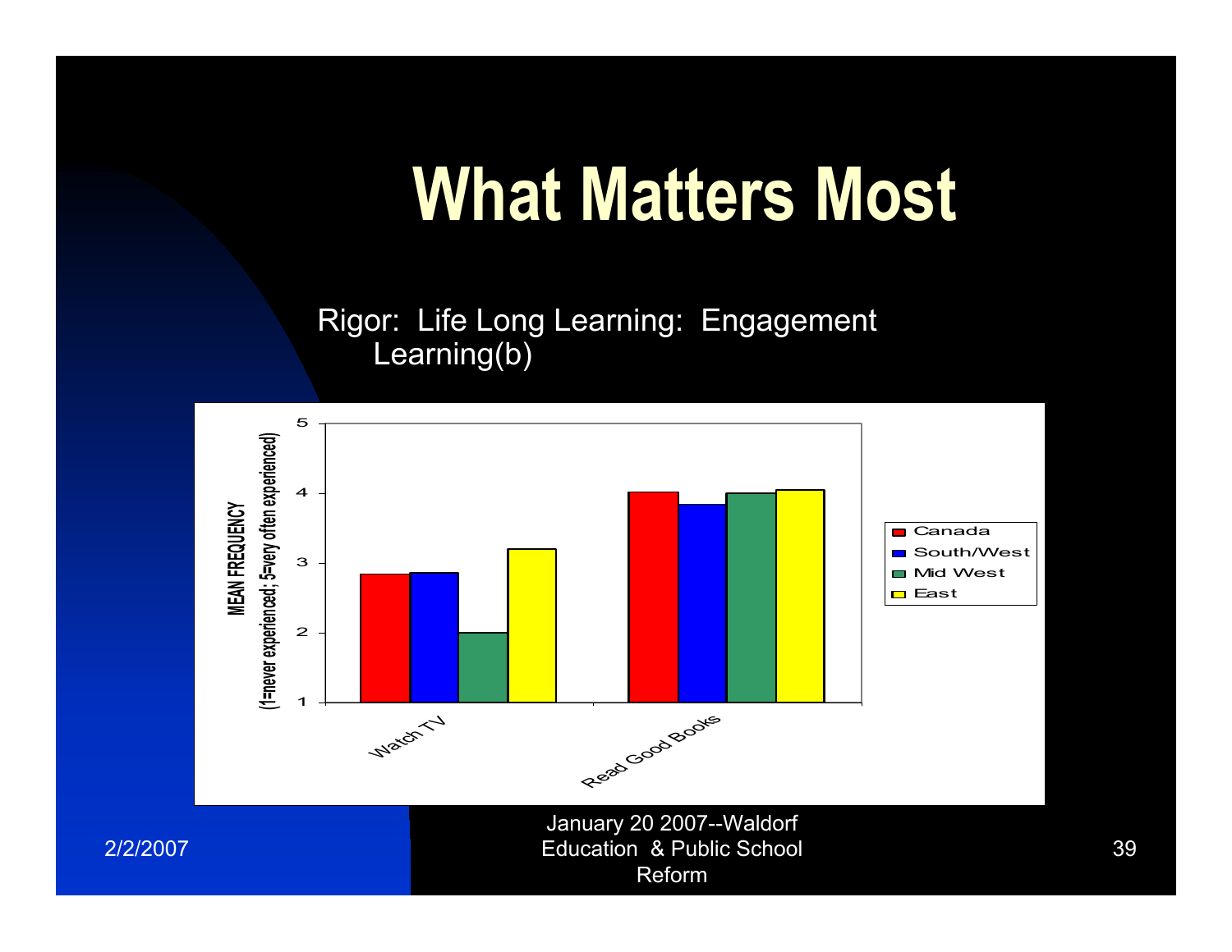# What Matters Most

Rigor: Life Long Learning: Engagement Learning(b)

MEAN FREQUENCY (1=never experienced; 5=very often experienced)

| | Canada | South/West | Mid West | East |
|---|---|---|---|---|
| Watch TV | 2.8 | 2.9 | 2.0 | 3.2 |
| Read Good Books | 4.0 | 3.8 | 4.0 | 4.1 |

January 20 2007--Waldorf Education & Public School Reform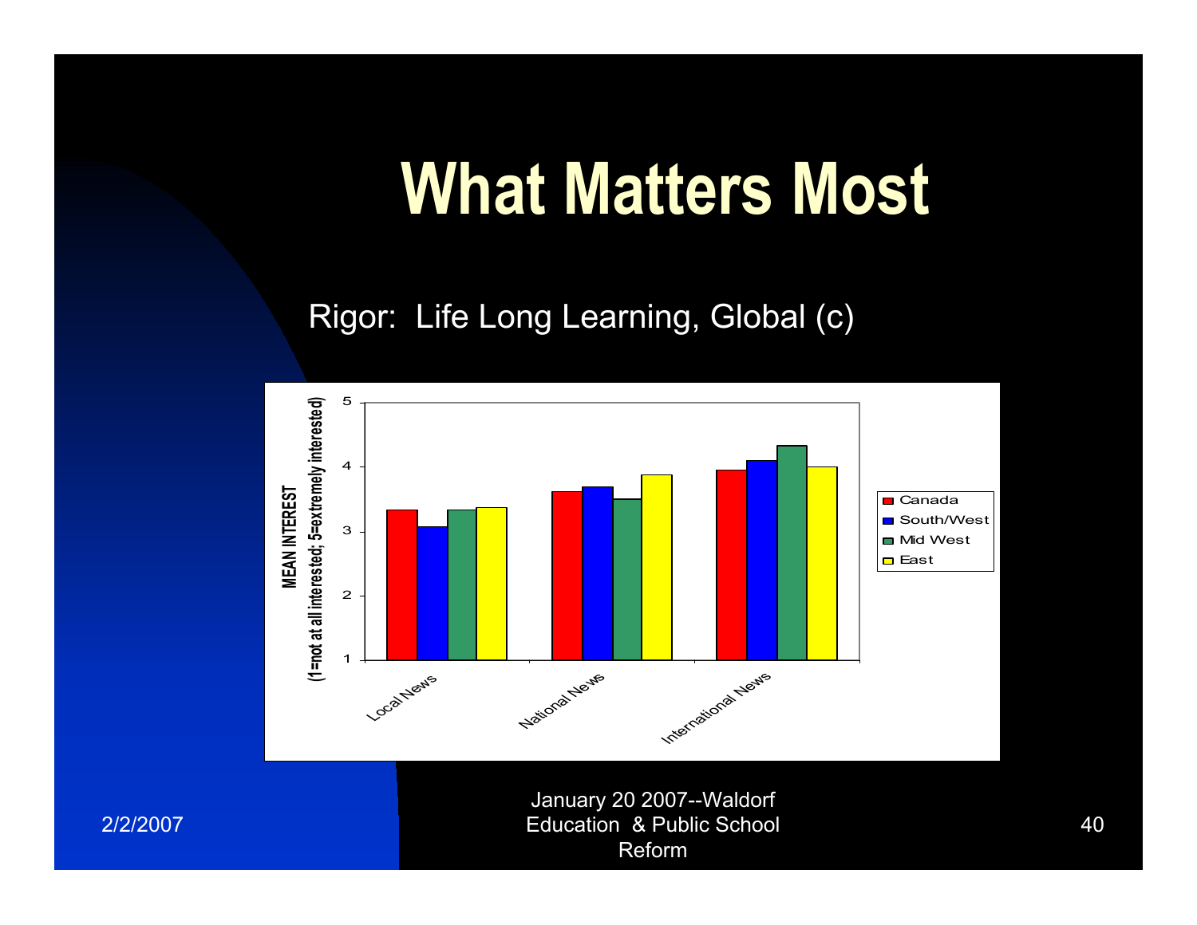# What Matters Most

Rigor: Life Long Learning, Global (c)

MEAN INTEREST (1=not at all interested; 5=extremely interested)

| | Canada | South/West | Mid West | East |
|---|---|---|---|---|
| Local News | 3.33 | 3.07 | 3.33 | 3.37 |
| National News | 3.62 | 3.69 | 3.5 | 3.88 |
| International News | 3.95 | 4.1 | 4.33 | 4.0 |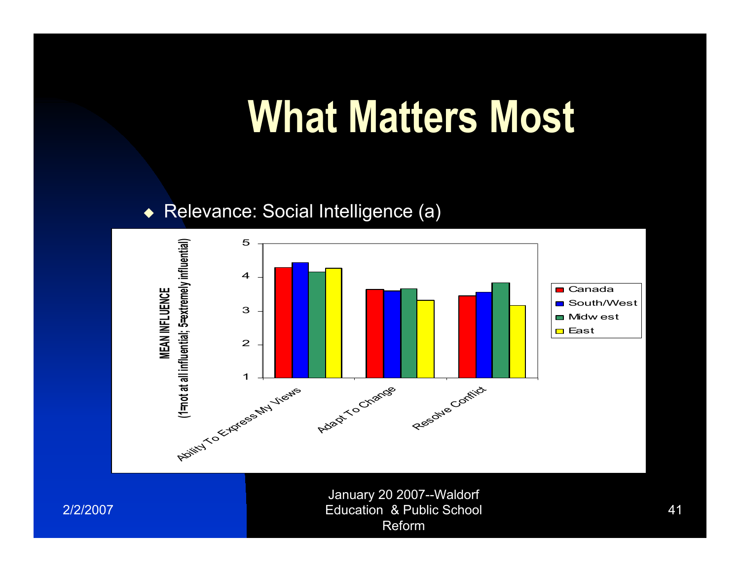# What Matters Most

- Relevance: Social Intelligence (a)

MEAN INFLUENCE (1=not at all influential; 5=extremely influential)

Legend: Canada, South/West, Midw est, East

Categories: Ability To Express My Views, Adapt To Change, Resolve Conflict

Y-axis: 1, 2, 3, 4, 5

January 20 2007--Waldorf Education & Public School Reform

2/2/2007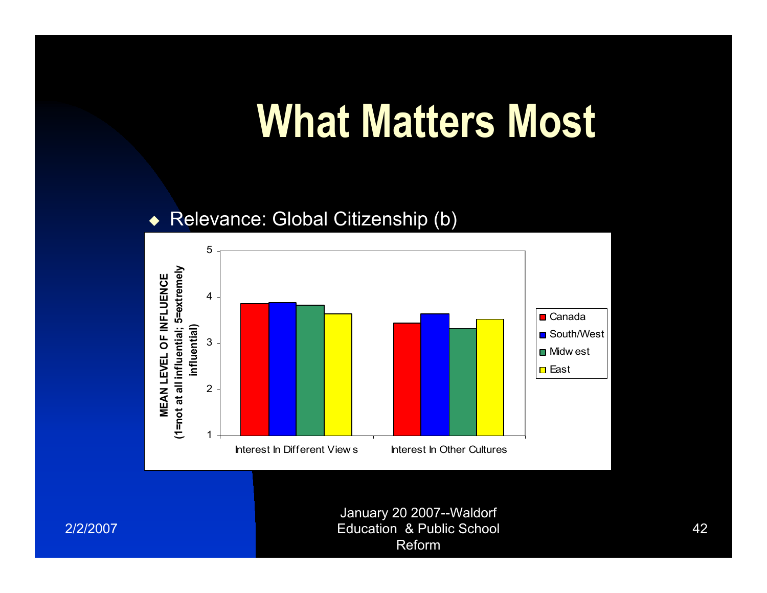# What Matters Most

- Relevance: Global Citizenship (b)

MEAN LEVEL OF INFLUENCE (1=not at all influential; 5=extremely influential)

Legend: Canada, South/West, Midwest, East

Categories: Interest In Different Views, Interest In Other Cultures

Y-axis: 1, 2, 3, 4, 5

January 20 2007--Waldorf Education & Public School Reform

2/2/2007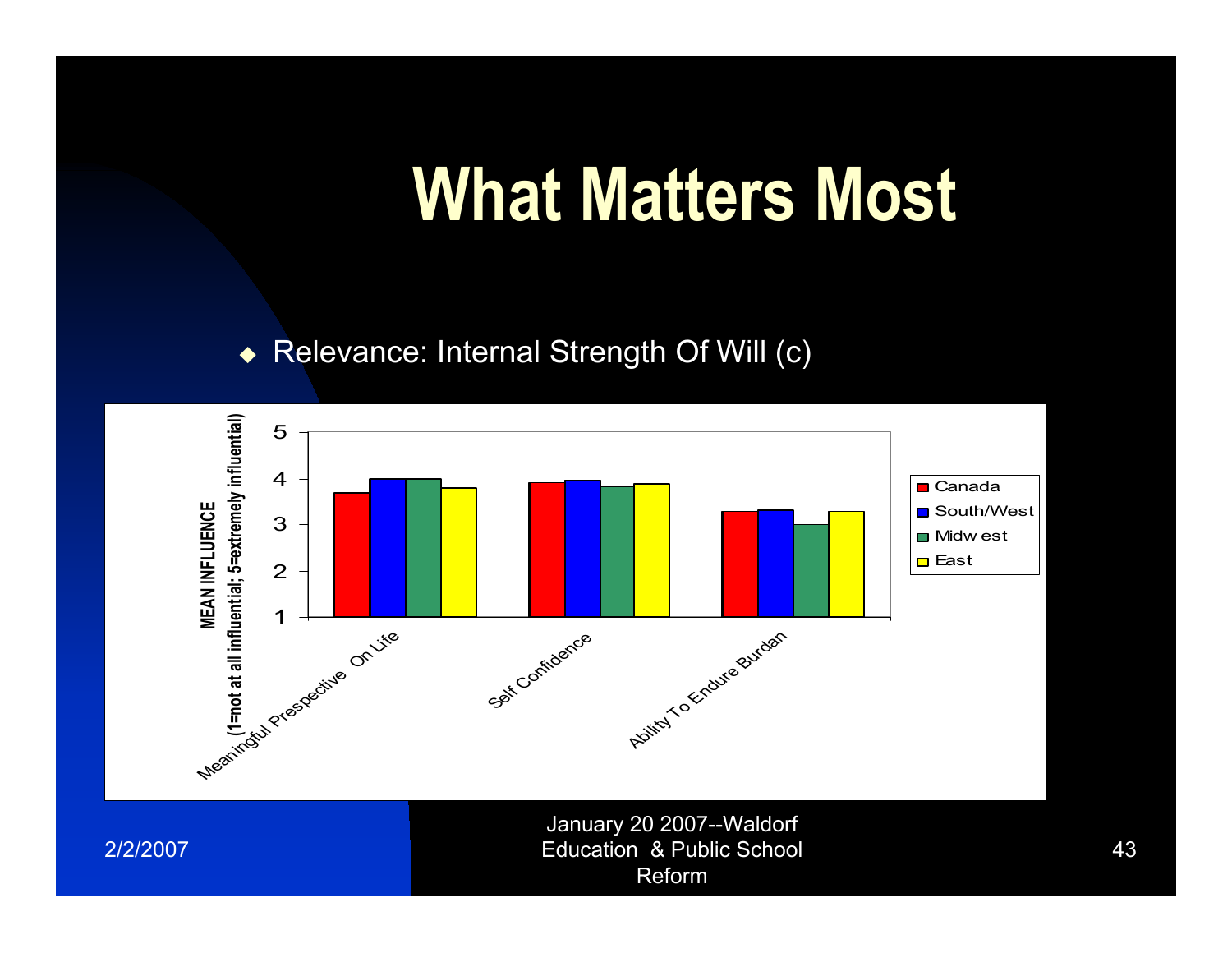# What Matters Most

- Relevance: Internal Strength Of Will (c)

MEAN INFLUENCE (1=not at all influential; 5=extremely influential)

Legend: Canada, South/West, Midw est, East

Categories: Meaningful Prespective On Life; Self Confidence; Ability To Endure Burdan

2/2/2007

January 20 2007--Waldorf Education & Public School Reform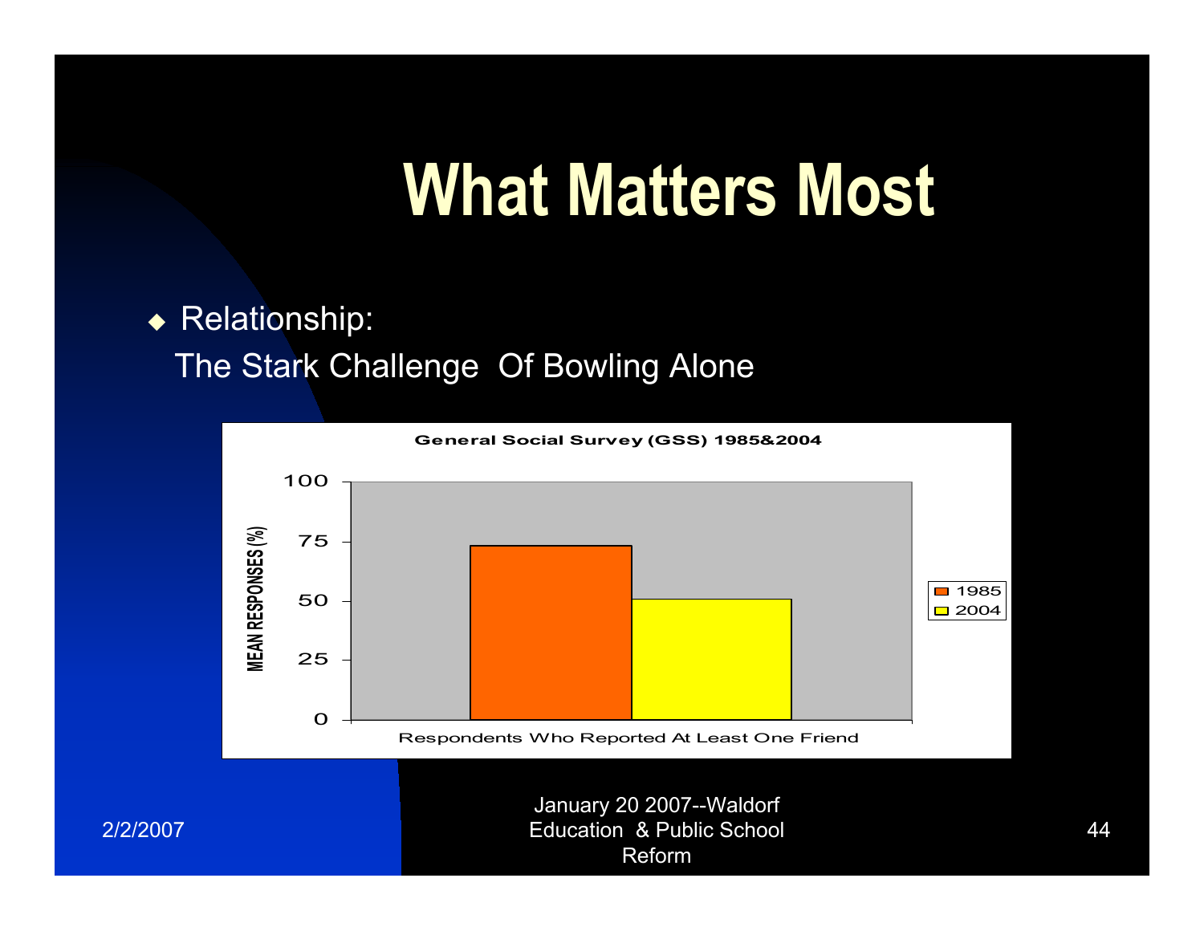# What Matters Most

- Relationship:
  The Stark Challenge Of Bowling Alone

**General Social Survey (GSS) 1985&2004**

MEAN RESPONSES (%)

| | 1985 | 2004 |
|---|---|---|
| Respondents Who Reported At Least One Friend | ~73 | ~51 |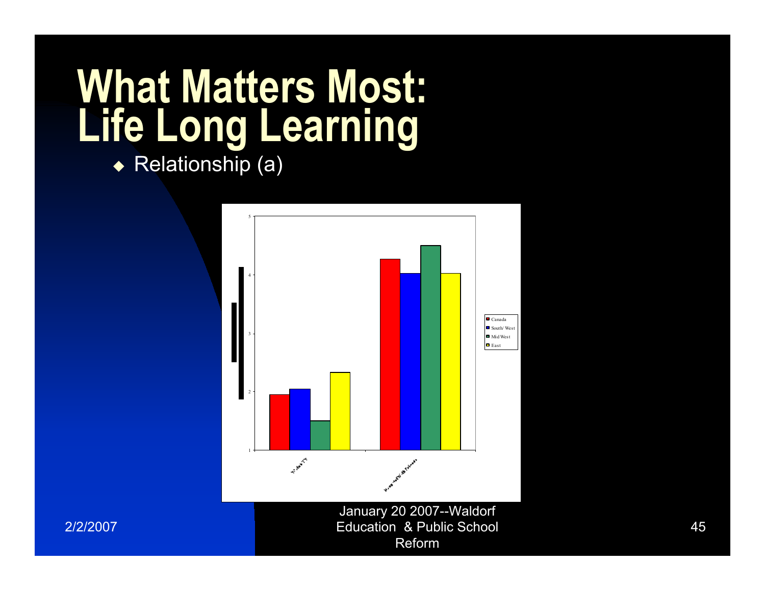# What Matters Most: Life Long Learning

- Relationship (a)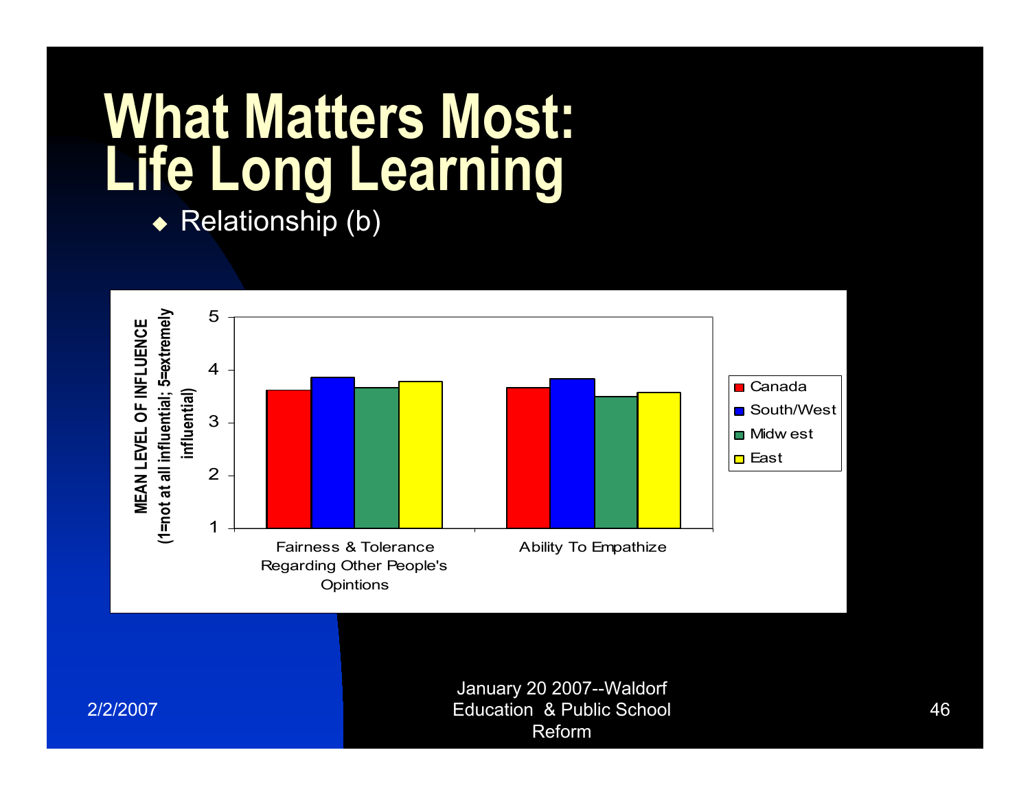# What Matters Most: Life Long Learning

- Relationship (b)

MEAN LEVEL OF INFLUENCE (1=not at all influential; 5=extremely influential)

| | Canada | South/West | Midwest | East |
|---|---|---|---|---|
| Fairness & Tolerance Regarding Other People's Opintions | | | | |
| Ability To Empathize | | | | |

January 20 2007--Waldorf Education & Public School Reform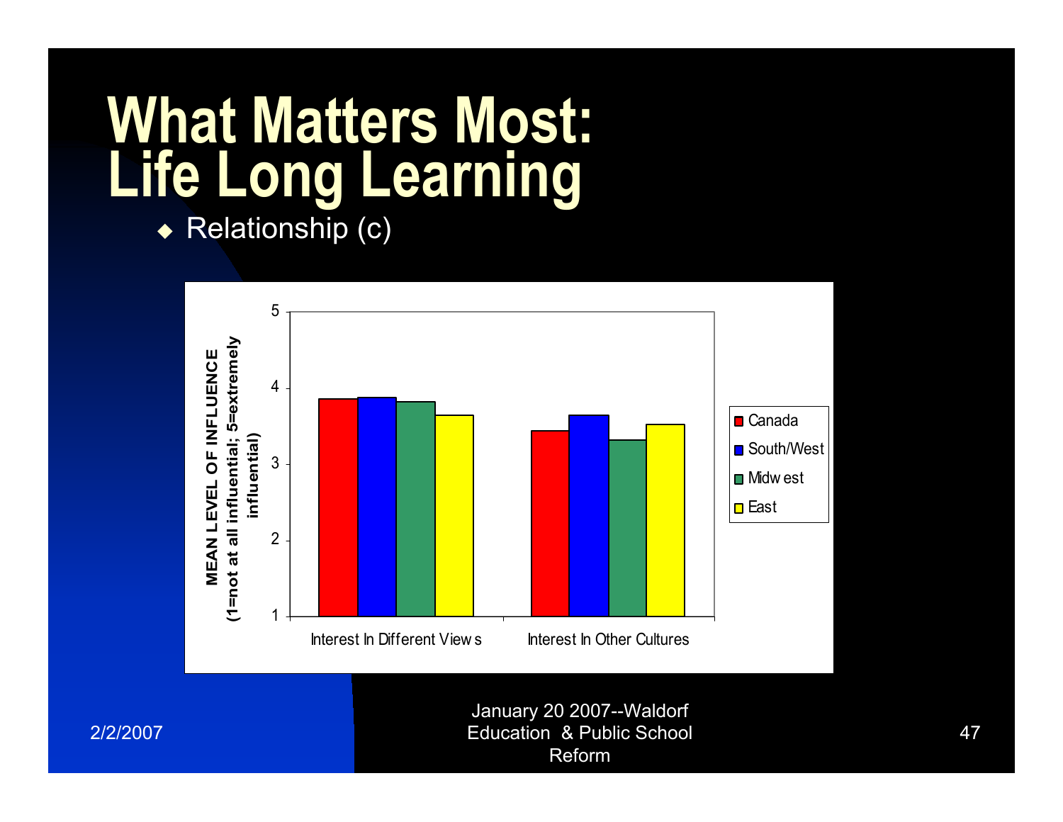# What Matters Most: Life Long Learning

- Relationship (c)

MEAN LEVEL OF INFLUENCE (1=not at all influential; 5=extremely influential)

| | Canada | South/West | Midwest | East |
|---|---|---|---|---|
| Interest In Different Views | 3.85 | 3.87 | 3.82 | 3.64 |
| Interest In Other Cultures | 3.44 | 3.64 | 3.32 | 3.52 |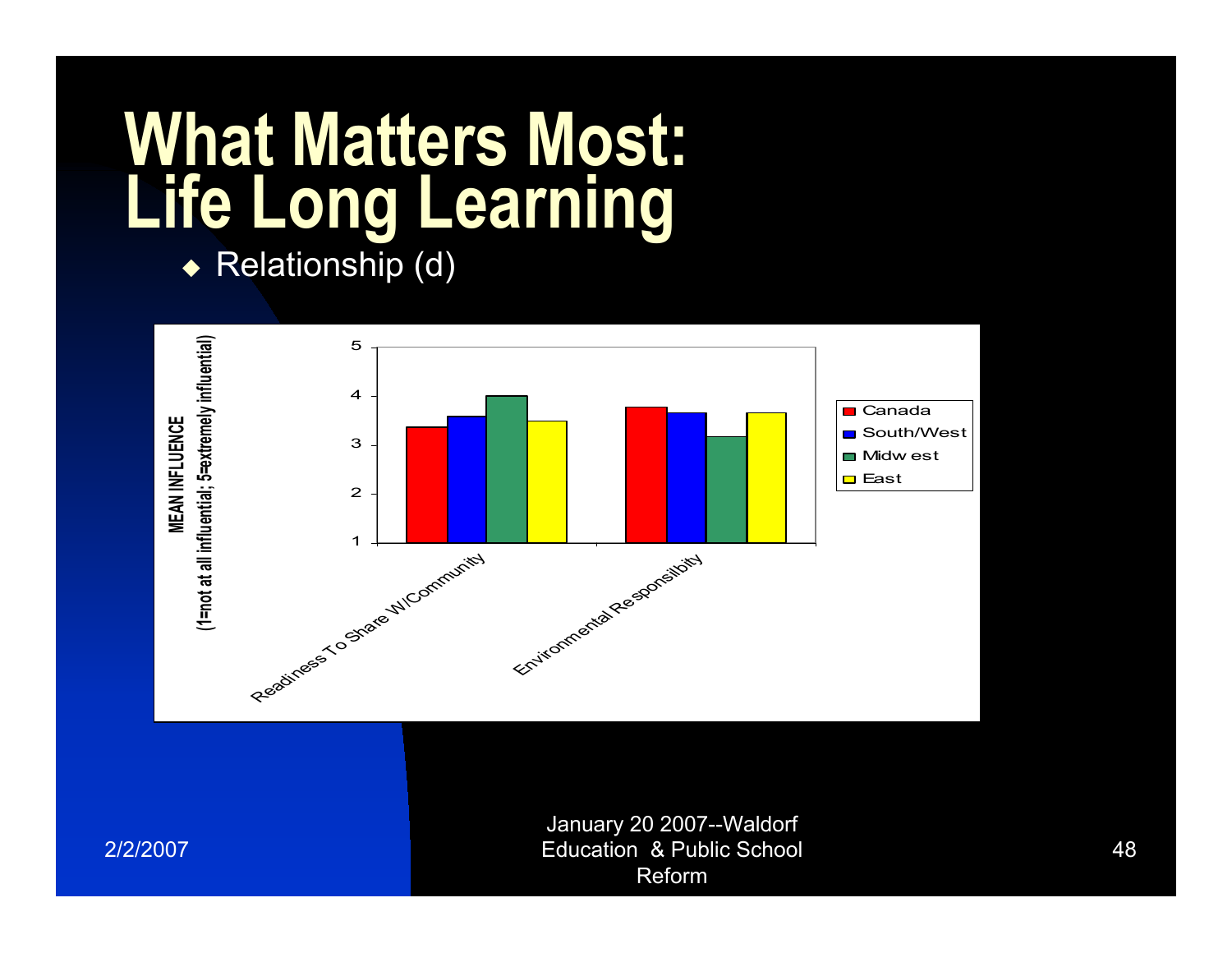# What Matters Most: Life Long Learning

- Relationship (d)

MEAN INFLUENCE (1=not at all influential; 5=extremely influential)

Legend: Canada, South/West, Midw est, East

Categories: Readiness To Share W/Community, Environmental Responsilbity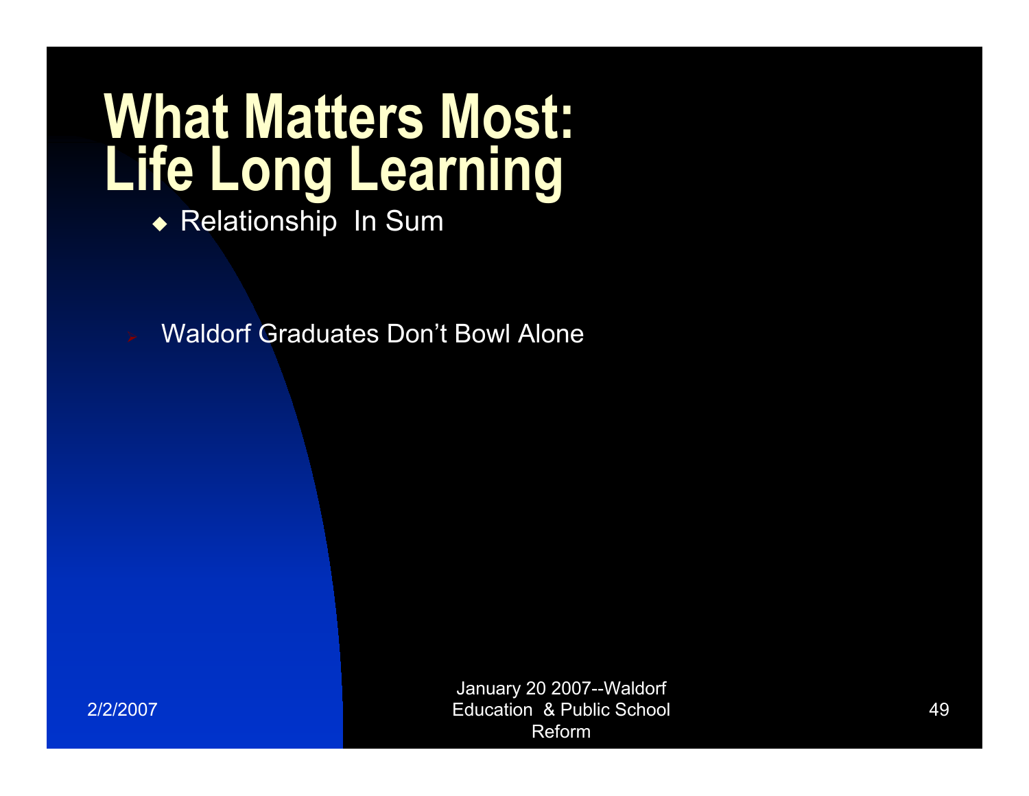# What Matters Most: Life Long Learning

- Relationship In Sum

- Waldorf Graduates Don’t Bowl Alone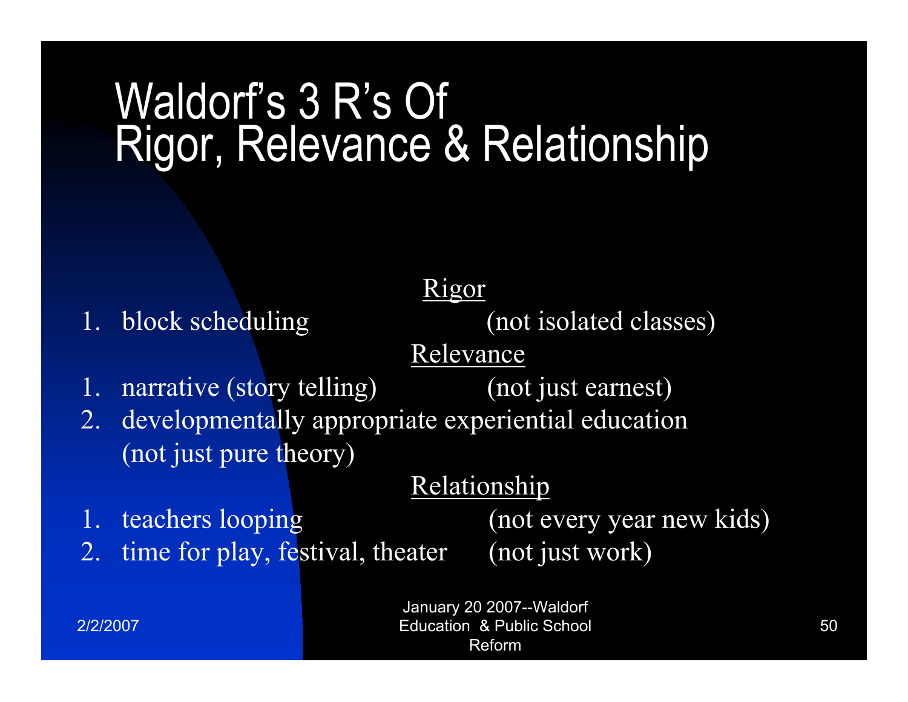# Waldorf's 3 R's Of Rigor, Relevance & Relationship

**Rigor**

1. block scheduling (not isolated classes)

**Relevance**

1. narrative (story telling) (not just earnest)
2. developmentally appropriate experiential education (not just pure theory)

**Relationship**

1. teachers looping (not every year new kids)
2. time for play, festival, theater (not just work)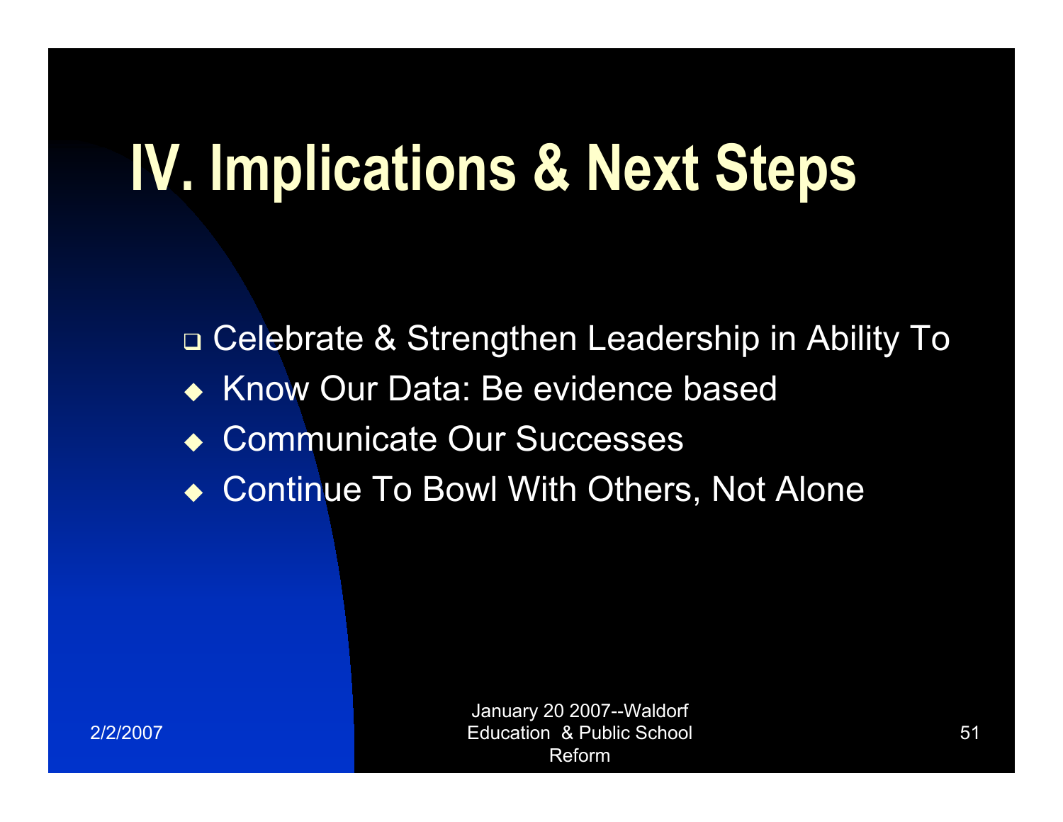# IV. Implications & Next Steps

- Celebrate & Strengthen Leadership in Ability To
  - Know Our Data: Be evidence based
  - Communicate Our Successes
  - Continue To Bowl With Others, Not Alone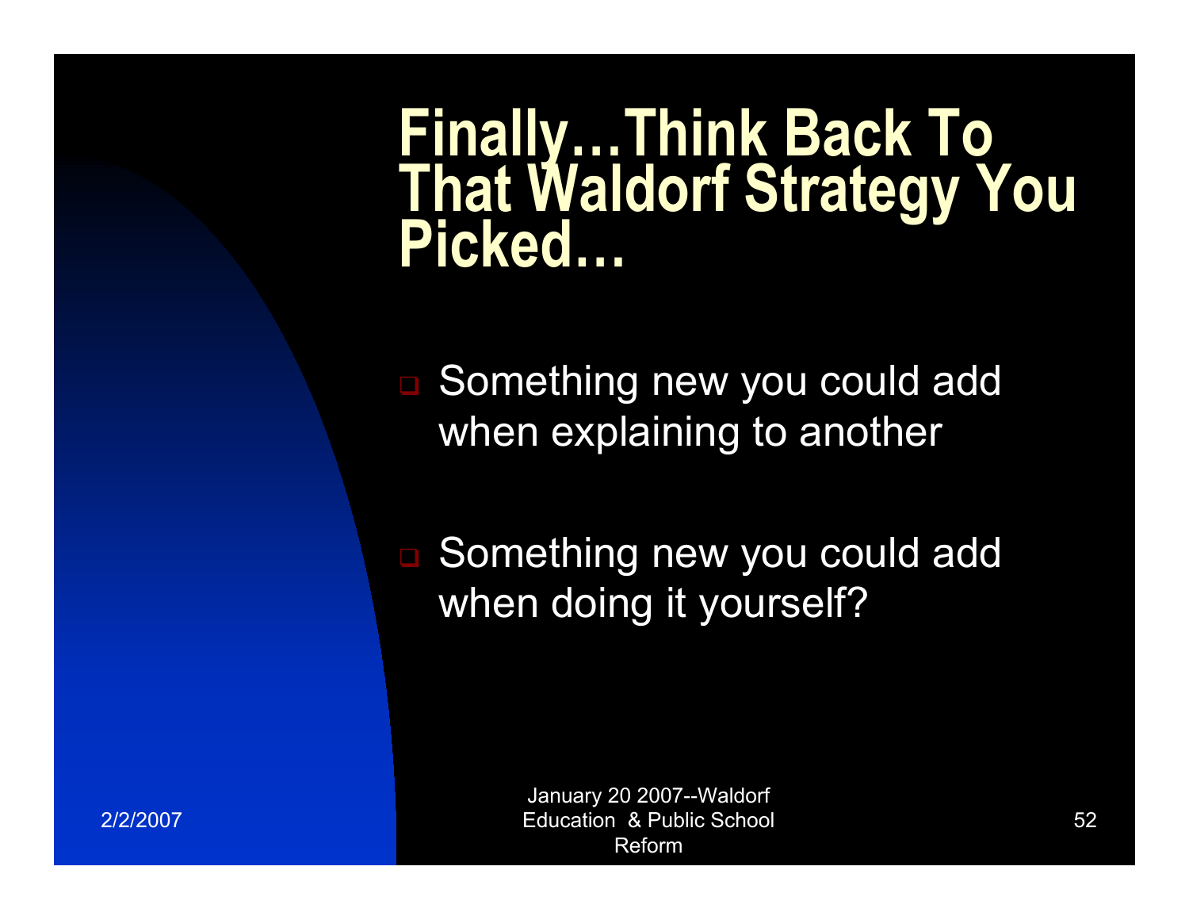# Finally…Think Back To That Waldorf Strategy You Picked…

- Something new you could add when explaining to another
- Something new you could add when doing it yourself?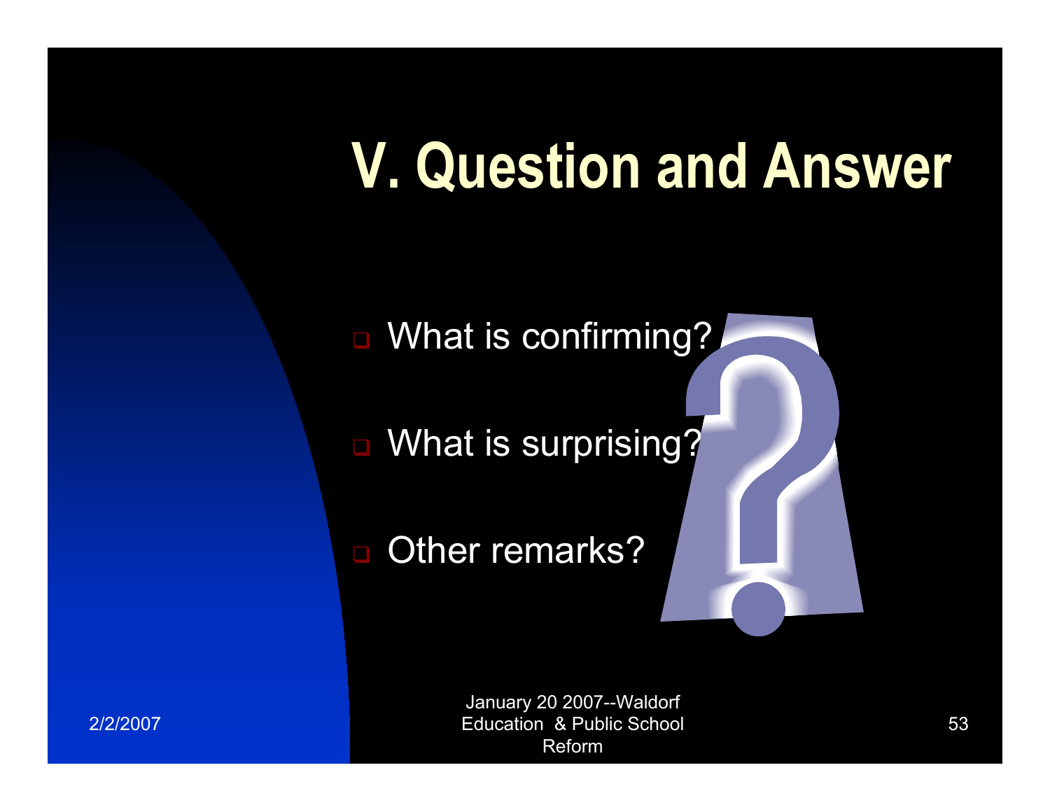# V. Question and Answer

- What is confirming?
- What is surprising?
- Other remarks?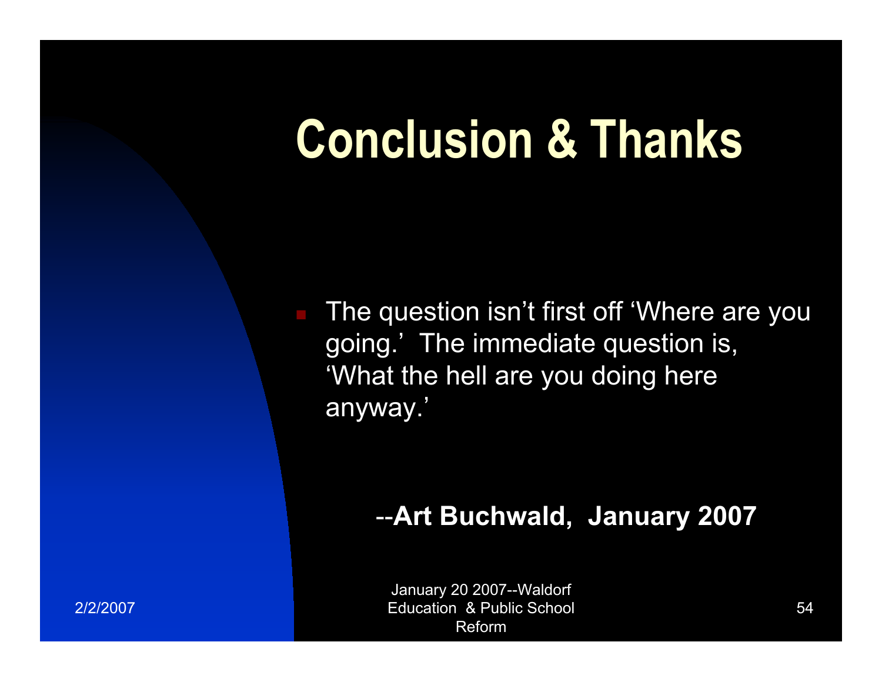# Conclusion & Thanks

- The question isn't first off 'Where are you going.' The immediate question is, 'What the hell are you doing here anyway.'

--**Art Buchwald, January 2007**